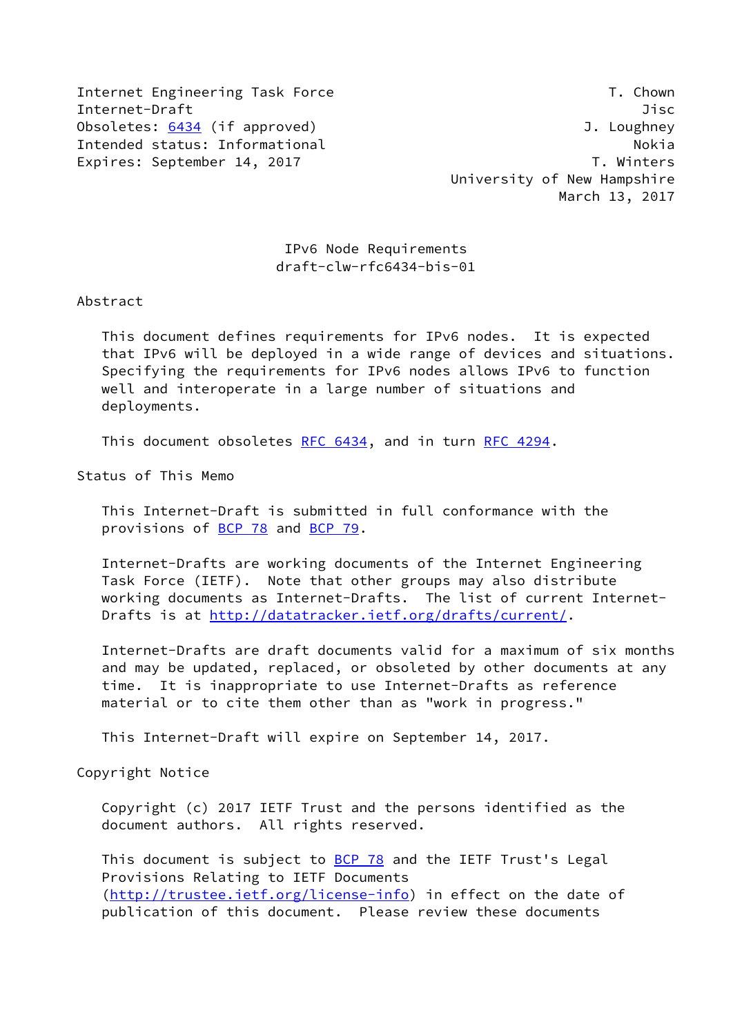Internet Engineering Task Force  
Internet-Draft  
Obsoletes: 6434 (if approved)  
Intended status: Informational  
Expires: September 14, 2017

T. Chown  
Jisc  
J. Loughney  
Nokia  
T. Winters  
University of New Hampshire  
March 13, 2017

# IPv6 Node Requirements
## draft-clw-rfc6434-bis-01

## Abstract

This document defines requirements for IPv6 nodes. It is expected that IPv6 will be deployed in a wide range of devices and situations. Specifying the requirements for IPv6 nodes allows IPv6 to function well and interoperate in a large number of situations and deployments.

This document obsoletes RFC 6434, and in turn RFC 4294.

## Status of This Memo

This Internet-Draft is submitted in full conformance with the provisions of BCP 78 and BCP 79.

Internet-Drafts are working documents of the Internet Engineering Task Force (IETF). Note that other groups may also distribute working documents as Internet-Drafts. The list of current Internet-Drafts is at http://datatracker.ietf.org/drafts/current/.

Internet-Drafts are draft documents valid for a maximum of six months and may be updated, replaced, or obsoleted by other documents at any time. It is inappropriate to use Internet-Drafts as reference material or to cite them other than as "work in progress."

This Internet-Draft will expire on September 14, 2017.

## Copyright Notice

Copyright (c) 2017 IETF Trust and the persons identified as the document authors. All rights reserved.

This document is subject to BCP 78 and the IETF Trust's Legal Provisions Relating to IETF Documents (http://trustee.ietf.org/license-info) in effect on the date of publication of this document. Please review these documents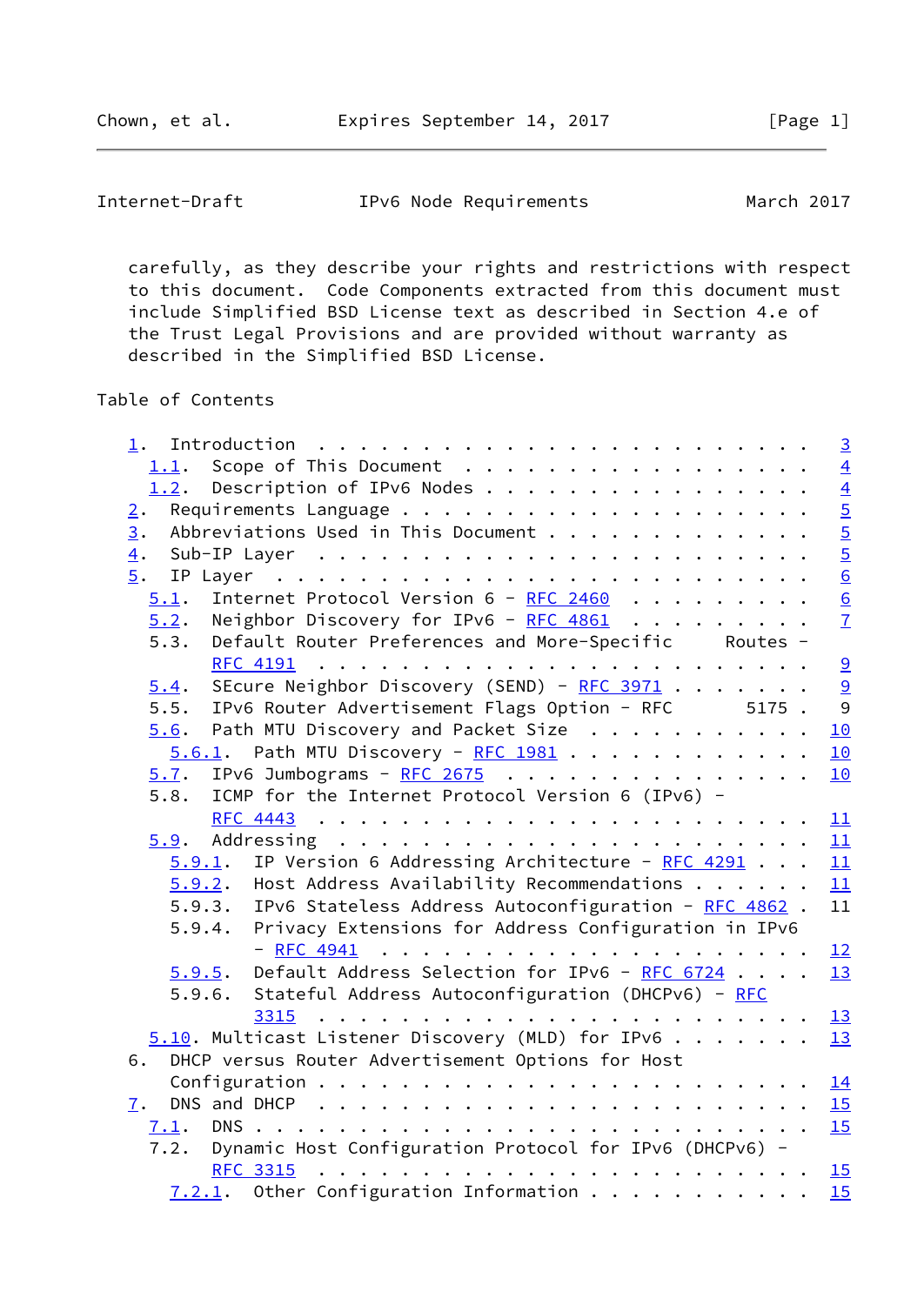carefully, as they describe your rights and restrictions with respect to this document. Code Components extracted from this document must include Simplified BSD License text as described in Section 4.e of the Trust Legal Provisions and are provided without warranty as described in the Simplified BSD License.

Table of Contents

```
   1.  Introduction  . . . . . . . . . . . . . . . . . . . . . . . .   3
     1.1.  Scope of This Document  . . . . . . . . . . . . . . . . .   4
     1.2.  Description of IPv6 Nodes . . . . . . . . . . . . . . . .   4
   2.  Requirements Language . . . . . . . . . . . . . . . . . . . .   5
   3.  Abbreviations Used in This Document . . . . . . . . . . . . .   5
   4.  Sub-IP Layer  . . . . . . . . . . . . . . . . . . . . . . . .   5
   5.  IP Layer  . . . . . . . . . . . . . . . . . . . . . . . . . .   6
     5.1.  Internet Protocol Version 6 - RFC 2460  . . . . . . . . .   6
     5.2.  Neighbor Discovery for IPv6 - RFC 4861  . . . . . . . . .   7
     5.3.  Default Router Preferences and More-Specific     Routes -
           RFC 4191  . . . . . . . . . . . . . . . . . . . . . . . .   9
     5.4.  SEcure Neighbor Discovery (SEND) - RFC 3971 . . . . . . .   9
     5.5.  IPv6 Router Advertisement Flags Option - RFC       5175 .   9
     5.6.  Path MTU Discovery and Packet Size  . . . . . . . . . . .  10
       5.6.1.  Path MTU Discovery - RFC 1981 . . . . . . . . . . . .  10
     5.7.  IPv6 Jumbograms - RFC 2675  . . . . . . . . . . . . . . .  10
     5.8.  ICMP for the Internet Protocol Version 6 (IPv6) -
           RFC 4443  . . . . . . . . . . . . . . . . . . . . . . . .  11
     5.9.  Addressing  . . . . . . . . . . . . . . . . . . . . . . .  11
       5.9.1.  IP Version 6 Addressing Architecture - RFC 4291 . . .  11
       5.9.2.  Host Address Availability Recommendations . . . . . .  11
       5.9.3.  IPv6 Stateless Address Autoconfiguration - RFC 4862 .  11
       5.9.4.  Privacy Extensions for Address Configuration in IPv6
               - RFC 4941  . . . . . . . . . . . . . . . . . . . . .  12
       5.9.5.  Default Address Selection for IPv6 - RFC 6724 . . . .  13
       5.9.6.  Stateful Address Autoconfiguration (DHCPv6) - RFC
               3315  . . . . . . . . . . . . . . . . . . . . . . . .  13
     5.10. Multicast Listener Discovery (MLD) for IPv6 . . . . . . .  13
   6.  DHCP versus Router Advertisement Options for Host
       Configuration . . . . . . . . . . . . . . . . . . . . . . . .  14
   7.  DNS and DHCP  . . . . . . . . . . . . . . . . . . . . . . . .  15
     7.1.  DNS . . . . . . . . . . . . . . . . . . . . . . . . . . .  15
     7.2.  Dynamic Host Configuration Protocol for IPv6 (DHCPv6) -
           RFC 3315  . . . . . . . . . . . . . . . . . . . . . . . .  15
       7.2.1.  Other Configuration Information . . . . . . . . . . .  15
```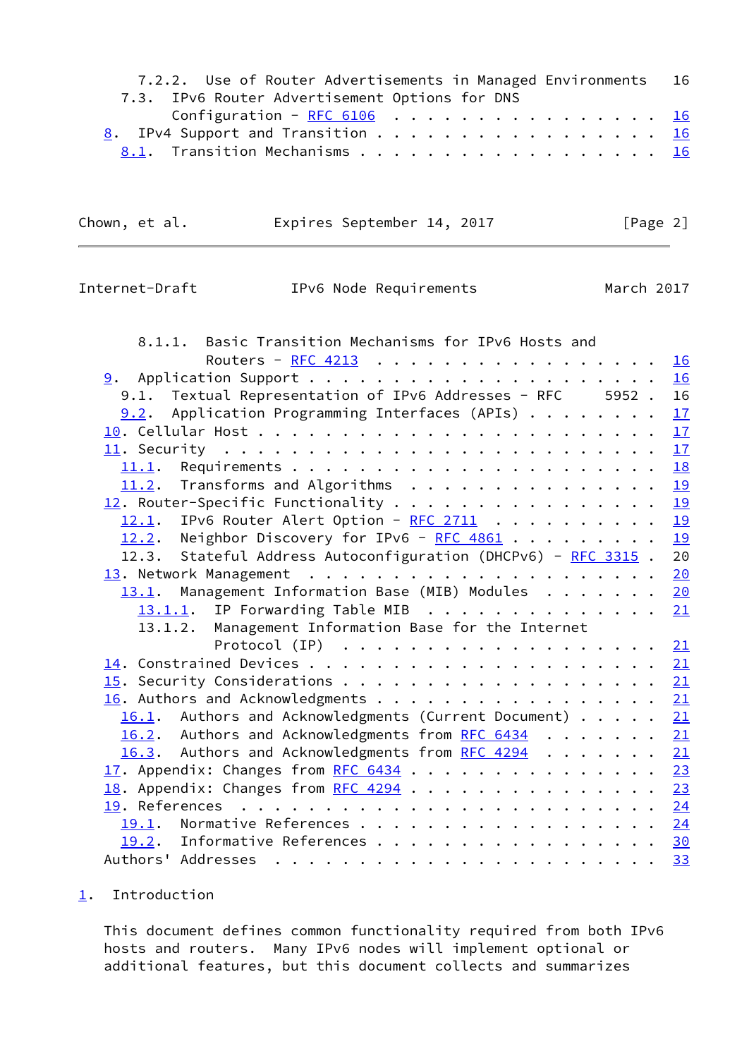7.2.2. Use of Router Advertisements in Managed Environments 16
7.3. IPv6 Router Advertisement Options for DNS Configuration - RFC 6106 . . . . . . . . . . . . . . . . . 16
8. IPv4 Support and Transition . . . . . . . . . . . . . . . . . 16
8.1. Transition Mechanisms . . . . . . . . . . . . . . . . . . . 16

8.1.1. Basic Transition Mechanisms for IPv6 Hosts and Routers - RFC 4213 . . . . . . . . . . . . . . . . . 16
9. Application Support . . . . . . . . . . . . . . . . . . . . . . 16
9.1. Textual Representation of IPv6 Addresses - RFC 5952 . 16
9.2. Application Programming Interfaces (APIs) . . . . . . . . 17
10. Cellular Host . . . . . . . . . . . . . . . . . . . . . . . . 17
11. Security . . . . . . . . . . . . . . . . . . . . . . . . . . 17
11.1. Requirements . . . . . . . . . . . . . . . . . . . . . . 18
11.2. Transforms and Algorithms . . . . . . . . . . . . . . . 19
12. Router-Specific Functionality . . . . . . . . . . . . . . . . 19
12.1. IPv6 Router Alert Option - RFC 2711 . . . . . . . . . . 19
12.2. Neighbor Discovery for IPv6 - RFC 4861 . . . . . . . . . 19
12.3. Stateful Address Autoconfiguration (DHCPv6) - RFC 3315 . 20
13. Network Management . . . . . . . . . . . . . . . . . . . . . 20
13.1. Management Information Base (MIB) Modules . . . . . . . 20
13.1.1. IP Forwarding Table MIB . . . . . . . . . . . . . . 21
13.1.2. Management Information Base for the Internet Protocol (IP) . . . . . . . . . . . . . . . . . . . 21
14. Constrained Devices . . . . . . . . . . . . . . . . . . . . . 21
15. Security Considerations . . . . . . . . . . . . . . . . . . . 21
16. Authors and Acknowledgments . . . . . . . . . . . . . . . . . 21
16.1. Authors and Acknowledgments (Current Document) . . . . . 21
16.2. Authors and Acknowledgments from RFC 6434 . . . . . . . 21
16.3. Authors and Acknowledgments from RFC 4294 . . . . . . . 21
17. Appendix: Changes from RFC 6434 . . . . . . . . . . . . . . . 23
18. Appendix: Changes from RFC 4294 . . . . . . . . . . . . . . . 23
19. References . . . . . . . . . . . . . . . . . . . . . . . . . 24
19.1. Normative References . . . . . . . . . . . . . . . . . . 24
19.2. Informative References . . . . . . . . . . . . . . . . . 30
Authors' Addresses . . . . . . . . . . . . . . . . . . . . . . . 33

# 1. Introduction

This document defines common functionality required from both IPv6 hosts and routers. Many IPv6 nodes will implement optional or additional features, but this document collects and summarizes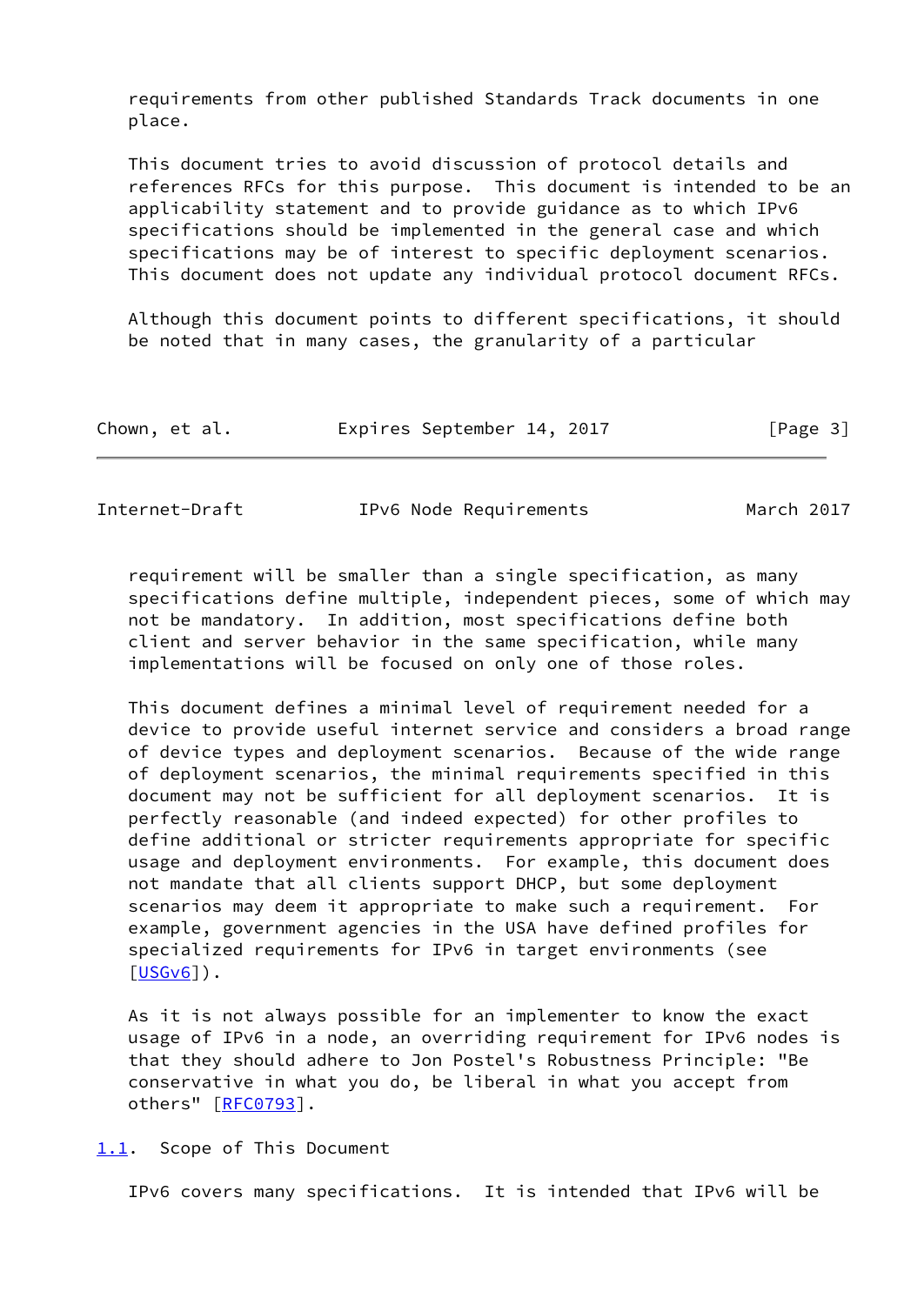requirements from other published Standards Track documents in one place.

This document tries to avoid discussion of protocol details and references RFCs for this purpose. This document is intended to be an applicability statement and to provide guidance as to which IPv6 specifications should be implemented in the general case and which specifications may be of interest to specific deployment scenarios. This document does not update any individual protocol document RFCs.

Although this document points to different specifications, it should be noted that in many cases, the granularity of a particular requirement will be smaller than a single specification, as many specifications define multiple, independent pieces, some of which may not be mandatory. In addition, most specifications define both client and server behavior in the same specification, while many implementations will be focused on only one of those roles.

This document defines a minimal level of requirement needed for a device to provide useful internet service and considers a broad range of device types and deployment scenarios. Because of the wide range of deployment scenarios, the minimal requirements specified in this document may not be sufficient for all deployment scenarios. It is perfectly reasonable (and indeed expected) for other profiles to define additional or stricter requirements appropriate for specific usage and deployment environments. For example, this document does not mandate that all clients support DHCP, but some deployment scenarios may deem it appropriate to make such a requirement. For example, government agencies in the USA have defined profiles for specialized requirements for IPv6 in target environments (see [USGv6]).

As it is not always possible for an implementer to know the exact usage of IPv6 in a node, an overriding requirement for IPv6 nodes is that they should adhere to Jon Postel's Robustness Principle: "Be conservative in what you do, be liberal in what you accept from others" [RFC0793].

## 1.1. Scope of This Document

IPv6 covers many specifications. It is intended that IPv6 will be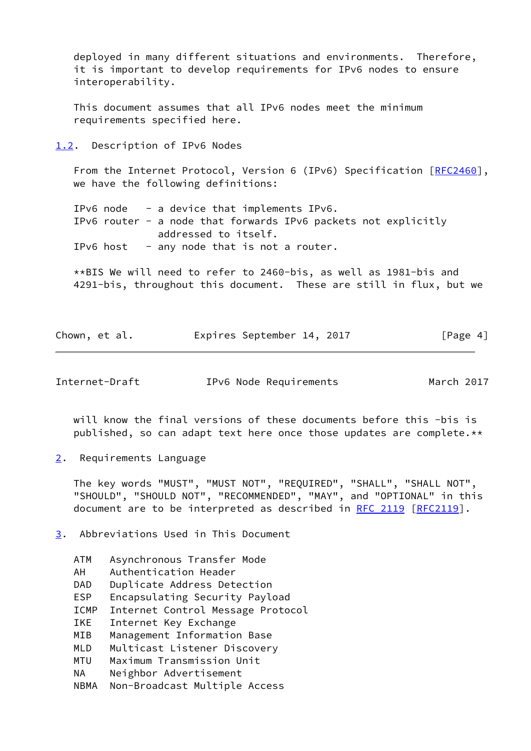deployed in many different situations and environments. Therefore, it is important to develop requirements for IPv6 nodes to ensure interoperability.

This document assumes that all IPv6 nodes meet the minimum requirements specified here.

### 1.2. Description of IPv6 Nodes

From the Internet Protocol, Version 6 (IPv6) Specification [RFC2460], we have the following definitions:

```
IPv6 node   - a device that implements IPv6.
IPv6 router - a node that forwards IPv6 packets not explicitly
              addressed to itself.
IPv6 host   - any node that is not a router.
```

**BIS We will need to refer to 2460-bis, as well as 1981-bis and 4291-bis, throughout this document. These are still in flux, but we will know the final versions of these documents before this -bis is published, so can adapt text here once those updates are complete.**

## 2. Requirements Language

The key words "MUST", "MUST NOT", "REQUIRED", "SHALL", "SHALL NOT", "SHOULD", "SHOULD NOT", "RECOMMENDED", "MAY", and "OPTIONAL" in this document are to be interpreted as described in RFC 2119 [RFC2119].

## 3. Abbreviations Used in This Document

```
ATM   Asynchronous Transfer Mode
AH    Authentication Header
DAD   Duplicate Address Detection
ESP   Encapsulating Security Payload
ICMP  Internet Control Message Protocol
IKE   Internet Key Exchange
MIB   Management Information Base
MLD   Multicast Listener Discovery
MTU   Maximum Transmission Unit
NA    Neighbor Advertisement
NBMA  Non-Broadcast Multiple Access
```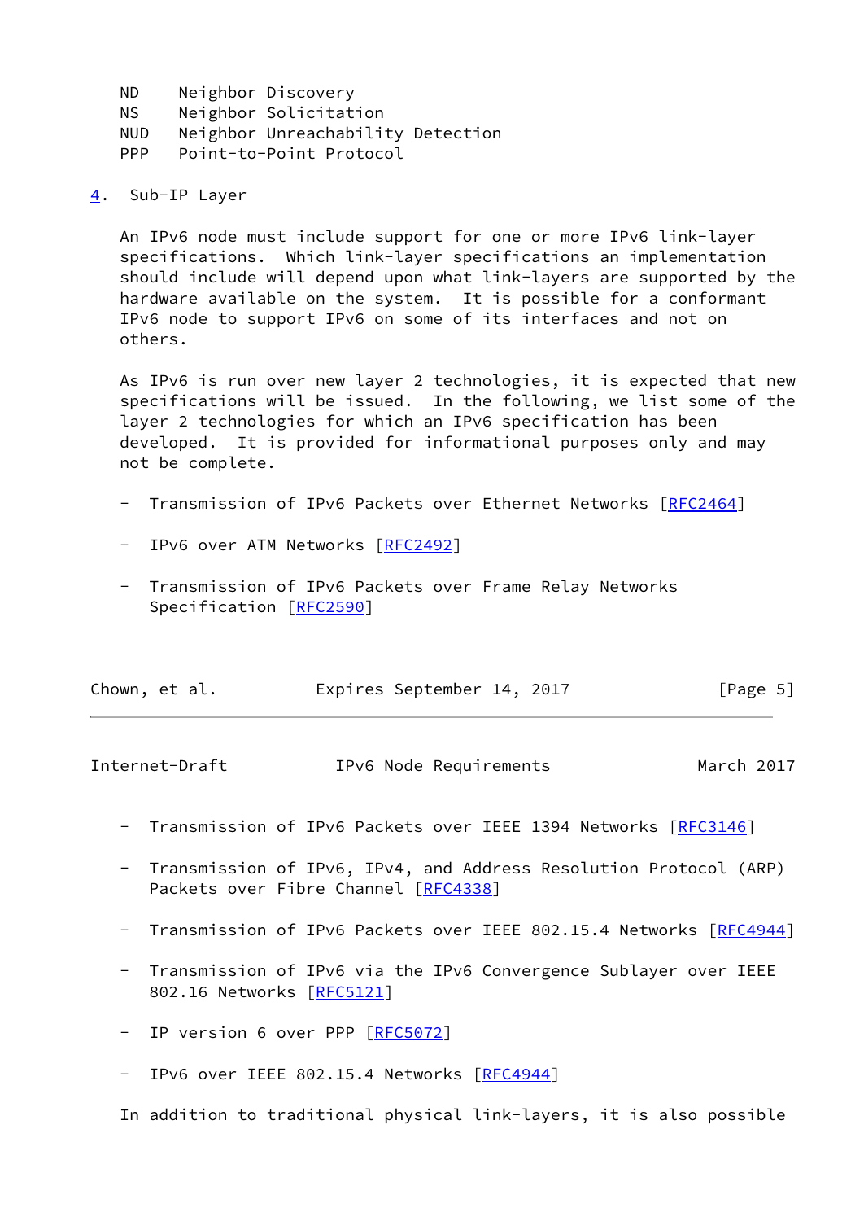ND    Neighbor Discovery
NS    Neighbor Solicitation
NUD   Neighbor Unreachability Detection
PPP   Point-to-Point Protocol

## 4. Sub-IP Layer

An IPv6 node must include support for one or more IPv6 link-layer specifications. Which link-layer specifications an implementation should include will depend upon what link-layers are supported by the hardware available on the system. It is possible for a conformant IPv6 node to support IPv6 on some of its interfaces and not on others.

As IPv6 is run over new layer 2 technologies, it is expected that new specifications will be issued. In the following, we list some of the layer 2 technologies for which an IPv6 specification has been developed. It is provided for informational purposes only and may not be complete.

- Transmission of IPv6 Packets over Ethernet Networks [RFC2464]
- IPv6 over ATM Networks [RFC2492]
- Transmission of IPv6 Packets over Frame Relay Networks Specification [RFC2590]
- Transmission of IPv6 Packets over IEEE 1394 Networks [RFC3146]
- Transmission of IPv6, IPv4, and Address Resolution Protocol (ARP) Packets over Fibre Channel [RFC4338]
- Transmission of IPv6 Packets over IEEE 802.15.4 Networks [RFC4944]
- Transmission of IPv6 via the IPv6 Convergence Sublayer over IEEE 802.16 Networks [RFC5121]
- IP version 6 over PPP [RFC5072]
- IPv6 over IEEE 802.15.4 Networks [RFC4944]

In addition to traditional physical link-layers, it is also possible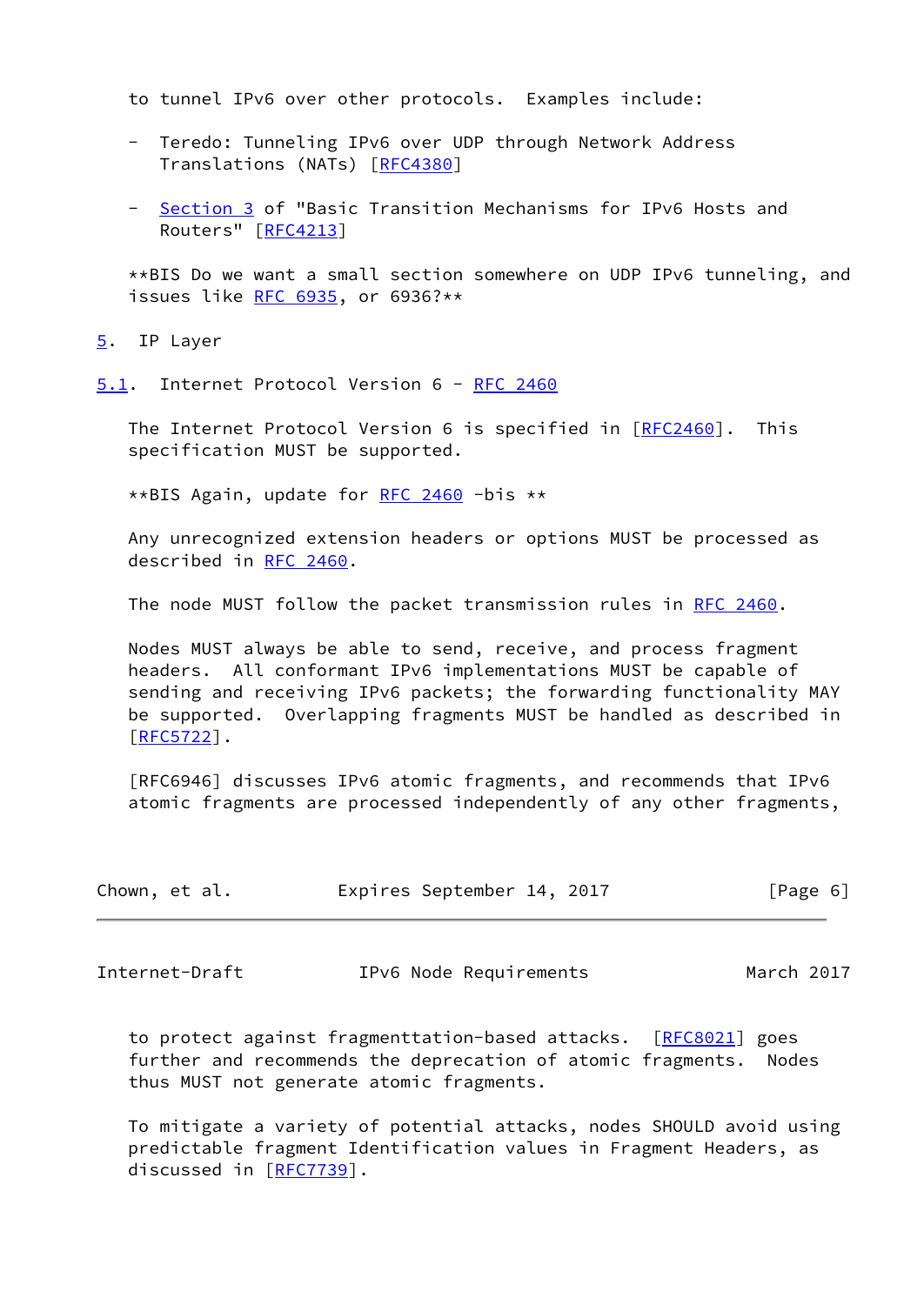to tunnel IPv6 over other protocols.  Examples include:

- Teredo: Tunneling IPv6 over UDP through Network Address Translations (NATs) [RFC4380]

- Section 3 of "Basic Transition Mechanisms for IPv6 Hosts and Routers" [RFC4213]

**BIS Do we want a small section somewhere on UDP IPv6 tunneling, and issues like RFC 6935, or 6936?**

# 5. IP Layer

## 5.1. Internet Protocol Version 6 - RFC 2460

The Internet Protocol Version 6 is specified in [RFC2460].  This specification MUST be supported.

**BIS Again, update for RFC 2460 -bis **

Any unrecognized extension headers or options MUST be processed as described in RFC 2460.

The node MUST follow the packet transmission rules in RFC 2460.

Nodes MUST always be able to send, receive, and process fragment headers.  All conformant IPv6 implementations MUST be capable of sending and receiving IPv6 packets; the forwarding functionality MAY be supported.  Overlapping fragments MUST be handled as described in [RFC5722].

[RFC6946] discusses IPv6 atomic fragments, and recommends that IPv6 atomic fragments are processed independently of any other fragments, to protect against fragmenttation-based attacks.  [RFC8021] goes further and recommends the deprecation of atomic fragments.  Nodes thus MUST not generate atomic fragments.

To mitigate a variety of potential attacks, nodes SHOULD avoid using predictable fragment Identification values in Fragment Headers, as discussed in [RFC7739].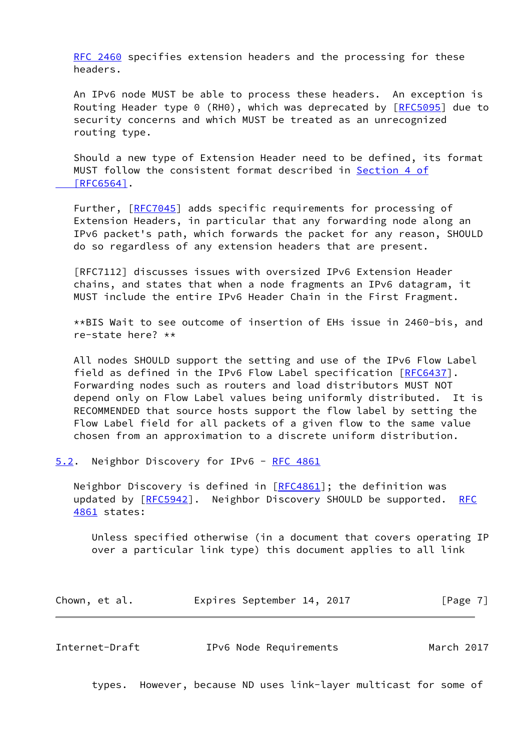RFC 2460 specifies extension headers and the processing for these headers.

An IPv6 node MUST be able to process these headers. An exception is Routing Header type 0 (RH0), which was deprecated by [RFC5095] due to security concerns and which MUST be treated as an unrecognized routing type.

Should a new type of Extension Header need to be defined, its format MUST follow the consistent format described in Section 4 of [RFC6564].

Further, [RFC7045] adds specific requirements for processing of Extension Headers, in particular that any forwarding node along an IPv6 packet's path, which forwards the packet for any reason, SHOULD do so regardless of any extension headers that are present.

[RFC7112] discusses issues with oversized IPv6 Extension Header chains, and states that when a node fragments an IPv6 datagram, it MUST include the entire IPv6 Header Chain in the First Fragment.

**BIS Wait to see outcome of insertion of EHs issue in 2460-bis, and re-state here? **

All nodes SHOULD support the setting and use of the IPv6 Flow Label field as defined in the IPv6 Flow Label specification [RFC6437]. Forwarding nodes such as routers and load distributors MUST NOT depend only on Flow Label values being uniformly distributed. It is RECOMMENDED that source hosts support the flow label by setting the Flow Label field for all packets of a given flow to the same value chosen from an approximation to a discrete uniform distribution.

### 5.2. Neighbor Discovery for IPv6 - RFC 4861

Neighbor Discovery is defined in [RFC4861]; the definition was updated by [RFC5942]. Neighbor Discovery SHOULD be supported. RFC 4861 states:

> Unless specified otherwise (in a document that covers operating IP over a particular link type) this document applies to all link types. However, because ND uses link-layer multicast for some of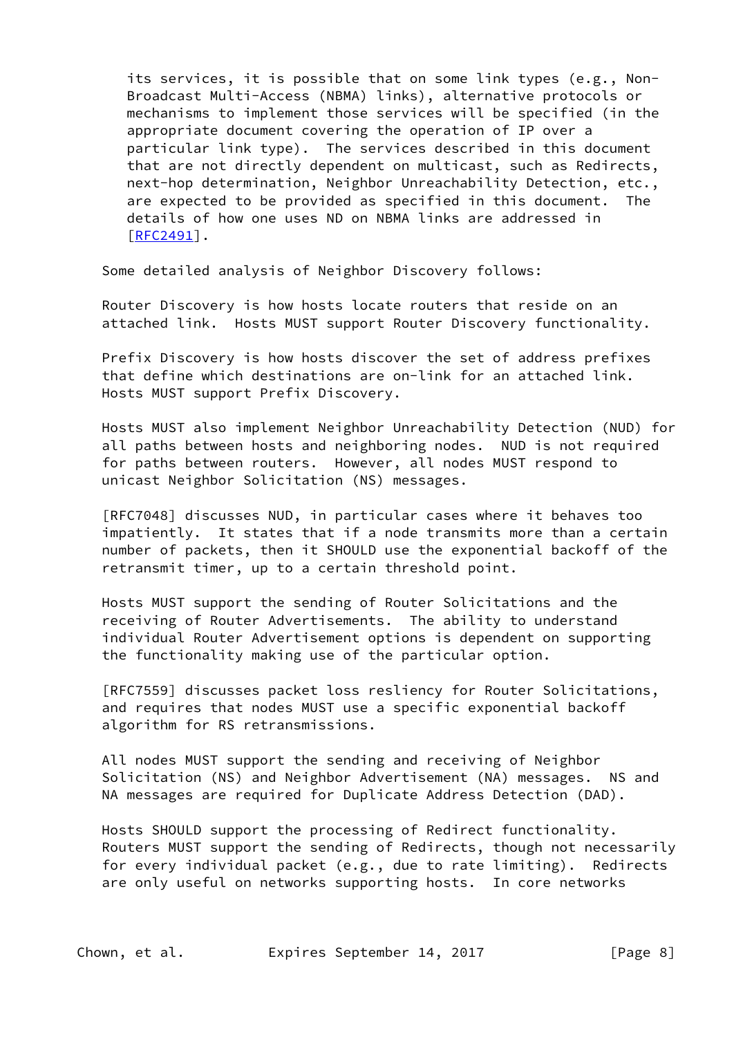its services, it is possible that on some link types (e.g., Non-Broadcast Multi-Access (NBMA) links), alternative protocols or mechanisms to implement those services will be specified (in the appropriate document covering the operation of IP over a particular link type). The services described in this document that are not directly dependent on multicast, such as Redirects, next-hop determination, Neighbor Unreachability Detection, etc., are expected to be provided as specified in this document. The details of how one uses ND on NBMA links are addressed in [RFC2491].

Some detailed analysis of Neighbor Discovery follows:

Router Discovery is how hosts locate routers that reside on an attached link. Hosts MUST support Router Discovery functionality.

Prefix Discovery is how hosts discover the set of address prefixes that define which destinations are on-link for an attached link. Hosts MUST support Prefix Discovery.

Hosts MUST also implement Neighbor Unreachability Detection (NUD) for all paths between hosts and neighboring nodes. NUD is not required for paths between routers. However, all nodes MUST respond to unicast Neighbor Solicitation (NS) messages.

[RFC7048] discusses NUD, in particular cases where it behaves too impatiently. It states that if a node transmits more than a certain number of packets, then it SHOULD use the exponential backoff of the retransmit timer, up to a certain threshold point.

Hosts MUST support the sending of Router Solicitations and the receiving of Router Advertisements. The ability to understand individual Router Advertisement options is dependent on supporting the functionality making use of the particular option.

[RFC7559] discusses packet loss resliency for Router Solicitations, and requires that nodes MUST use a specific exponential backoff algorithm for RS retransmissions.

All nodes MUST support the sending and receiving of Neighbor Solicitation (NS) and Neighbor Advertisement (NA) messages. NS and NA messages are required for Duplicate Address Detection (DAD).

Hosts SHOULD support the processing of Redirect functionality. Routers MUST support the sending of Redirects, though not necessarily for every individual packet (e.g., due to rate limiting). Redirects are only useful on networks supporting hosts. In core networks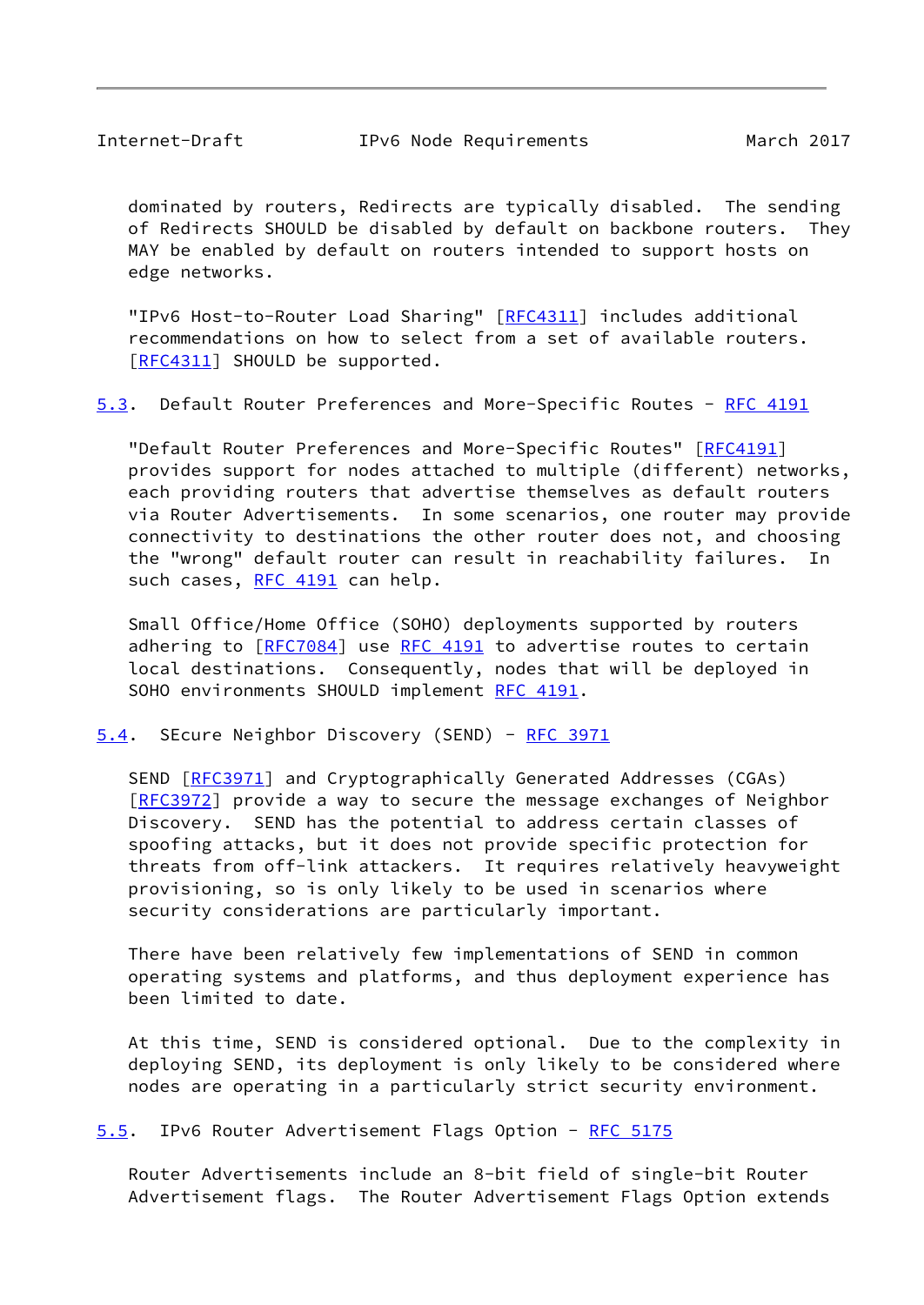dominated by routers, Redirects are typically disabled. The sending of Redirects SHOULD be disabled by default on backbone routers. They MAY be enabled by default on routers intended to support hosts on edge networks.

"IPv6 Host-to-Router Load Sharing" [RFC4311] includes additional recommendations on how to select from a set of available routers. [RFC4311] SHOULD be supported.

### 5.3. Default Router Preferences and More-Specific Routes - RFC 4191

"Default Router Preferences and More-Specific Routes" [RFC4191] provides support for nodes attached to multiple (different) networks, each providing routers that advertise themselves as default routers via Router Advertisements. In some scenarios, one router may provide connectivity to destinations the other router does not, and choosing the "wrong" default router can result in reachability failures. In such cases, RFC 4191 can help.

Small Office/Home Office (SOHO) deployments supported by routers adhering to [RFC7084] use RFC 4191 to advertise routes to certain local destinations. Consequently, nodes that will be deployed in SOHO environments SHOULD implement RFC 4191.

### 5.4. SEcure Neighbor Discovery (SEND) - RFC 3971

SEND [RFC3971] and Cryptographically Generated Addresses (CGAs) [RFC3972] provide a way to secure the message exchanges of Neighbor Discovery. SEND has the potential to address certain classes of spoofing attacks, but it does not provide specific protection for threats from off-link attackers. It requires relatively heavyweight provisioning, so is only likely to be used in scenarios where security considerations are particularly important.

There have been relatively few implementations of SEND in common operating systems and platforms, and thus deployment experience has been limited to date.

At this time, SEND is considered optional. Due to the complexity in deploying SEND, its deployment is only likely to be considered where nodes are operating in a particularly strict security environment.

### 5.5. IPv6 Router Advertisement Flags Option - RFC 5175

Router Advertisements include an 8-bit field of single-bit Router Advertisement flags. The Router Advertisement Flags Option extends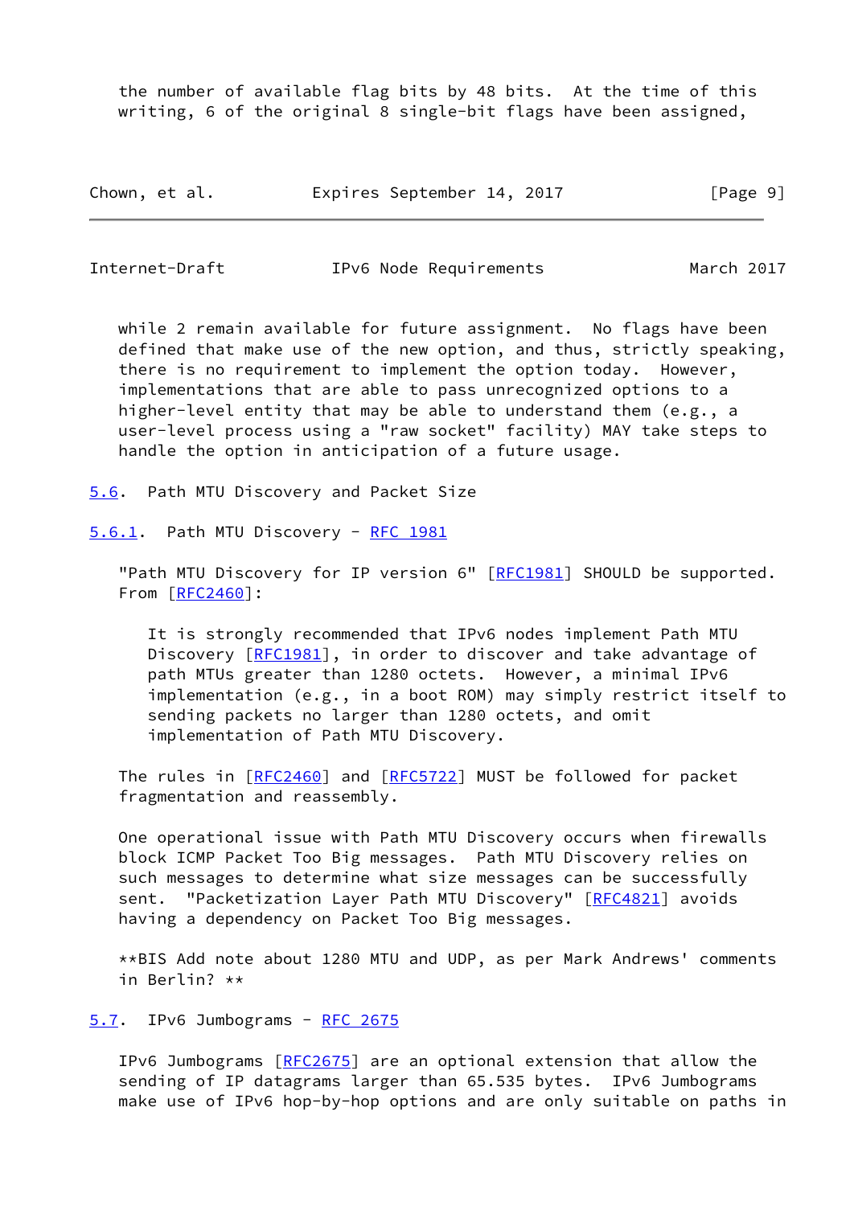the number of available flag bits by 48 bits. At the time of this writing, 6 of the original 8 single-bit flags have been assigned, while 2 remain available for future assignment. No flags have been defined that make use of the new option, and thus, strictly speaking, there is no requirement to implement the option today. However, implementations that are able to pass unrecognized options to a higher-level entity that may be able to understand them (e.g., a user-level process using a "raw socket" facility) MAY take steps to handle the option in anticipation of a future usage.

### 5.6. Path MTU Discovery and Packet Size

#### 5.6.1. Path MTU Discovery - RFC 1981

"Path MTU Discovery for IP version 6" [RFC1981] SHOULD be supported. From [RFC2460]:

> It is strongly recommended that IPv6 nodes implement Path MTU Discovery [RFC1981], in order to discover and take advantage of path MTUs greater than 1280 octets. However, a minimal IPv6 implementation (e.g., in a boot ROM) may simply restrict itself to sending packets no larger than 1280 octets, and omit implementation of Path MTU Discovery.

The rules in [RFC2460] and [RFC5722] MUST be followed for packet fragmentation and reassembly.

One operational issue with Path MTU Discovery occurs when firewalls block ICMP Packet Too Big messages. Path MTU Discovery relies on such messages to determine what size messages can be successfully sent. "Packetization Layer Path MTU Discovery" [RFC4821] avoids having a dependency on Packet Too Big messages.

**BIS Add note about 1280 MTU and UDP, as per Mark Andrews' comments in Berlin? **

### 5.7. IPv6 Jumbograms - RFC 2675

IPv6 Jumbograms [RFC2675] are an optional extension that allow the sending of IP datagrams larger than 65.535 bytes. IPv6 Jumbograms make use of IPv6 hop-by-hop options and are only suitable on paths in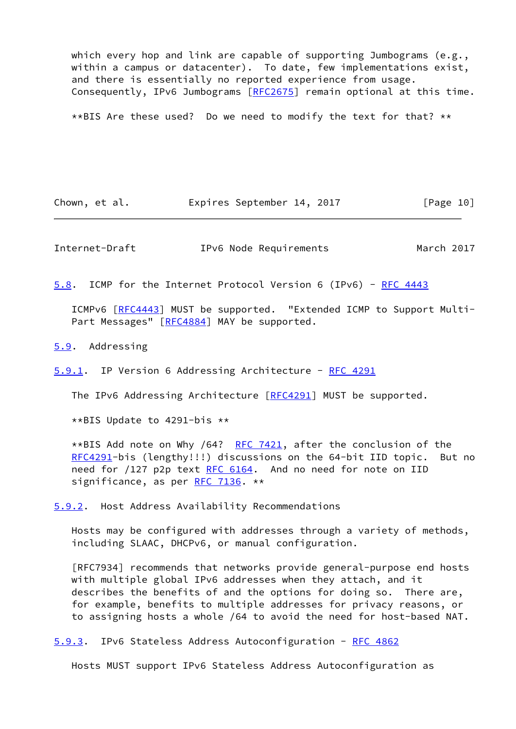which every hop and link are capable of supporting Jumbograms (e.g., within a campus or datacenter). To date, few implementations exist, and there is essentially no reported experience from usage. Consequently, IPv6 Jumbograms [RFC2675] remain optional at this time.

**BIS Are these used? Do we need to modify the text for that? **

### 5.8. ICMP for the Internet Protocol Version 6 (IPv6) - RFC 4443

ICMPv6 [RFC4443] MUST be supported. "Extended ICMP to Support Multi-Part Messages" [RFC4884] MAY be supported.

### 5.9. Addressing

#### 5.9.1. IP Version 6 Addressing Architecture - RFC 4291

The IPv6 Addressing Architecture [RFC4291] MUST be supported.

**BIS Update to 4291-bis **

**BIS Add note on Why /64? RFC 7421, after the conclusion of the RFC4291-bis (lengthy!!!) discussions on the 64-bit IID topic. But no need for /127 p2p text RFC 6164. And no need for note on IID significance, as per RFC 7136. **

#### 5.9.2. Host Address Availability Recommendations

Hosts may be configured with addresses through a variety of methods, including SLAAC, DHCPv6, or manual configuration.

[RFC7934] recommends that networks provide general-purpose end hosts with multiple global IPv6 addresses when they attach, and it describes the benefits of and the options for doing so. There are, for example, benefits to multiple addresses for privacy reasons, or to assigning hosts a whole /64 to avoid the need for host-based NAT.

#### 5.9.3. IPv6 Stateless Address Autoconfiguration - RFC 4862

Hosts MUST support IPv6 Stateless Address Autoconfiguration as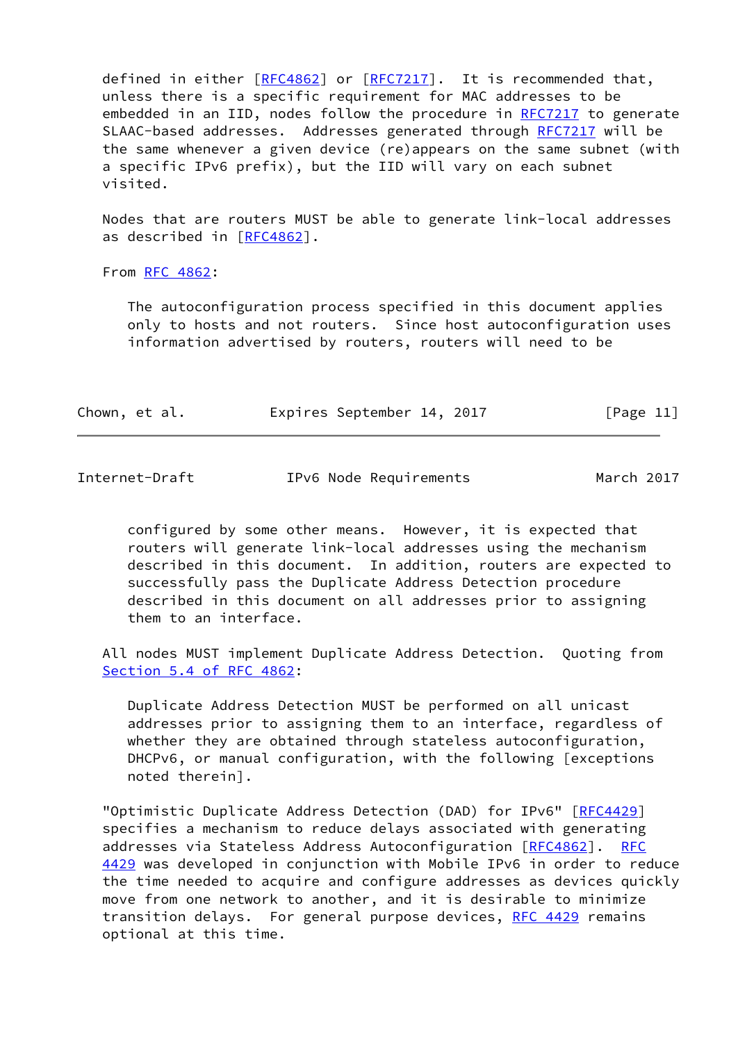defined in either [RFC4862] or [RFC7217]. It is recommended that, unless there is a specific requirement for MAC addresses to be embedded in an IID, nodes follow the procedure in RFC7217 to generate SLAAC-based addresses. Addresses generated through RFC7217 will be the same whenever a given device (re)appears on the same subnet (with a specific IPv6 prefix), but the IID will vary on each subnet visited.

Nodes that are routers MUST be able to generate link-local addresses as described in [RFC4862].

From RFC 4862:

> The autoconfiguration process specified in this document applies only to hosts and not routers. Since host autoconfiguration uses information advertised by routers, routers will need to be configured by some other means. However, it is expected that routers will generate link-local addresses using the mechanism described in this document. In addition, routers are expected to successfully pass the Duplicate Address Detection procedure described in this document on all addresses prior to assigning them to an interface.

All nodes MUST implement Duplicate Address Detection. Quoting from Section 5.4 of RFC 4862:

> Duplicate Address Detection MUST be performed on all unicast addresses prior to assigning them to an interface, regardless of whether they are obtained through stateless autoconfiguration, DHCPv6, or manual configuration, with the following [exceptions noted therein].

"Optimistic Duplicate Address Detection (DAD) for IPv6" [RFC4429] specifies a mechanism to reduce delays associated with generating addresses via Stateless Address Autoconfiguration [RFC4862]. RFC 4429 was developed in conjunction with Mobile IPv6 in order to reduce the time needed to acquire and configure addresses as devices quickly move from one network to another, and it is desirable to minimize transition delays. For general purpose devices, RFC 4429 remains optional at this time.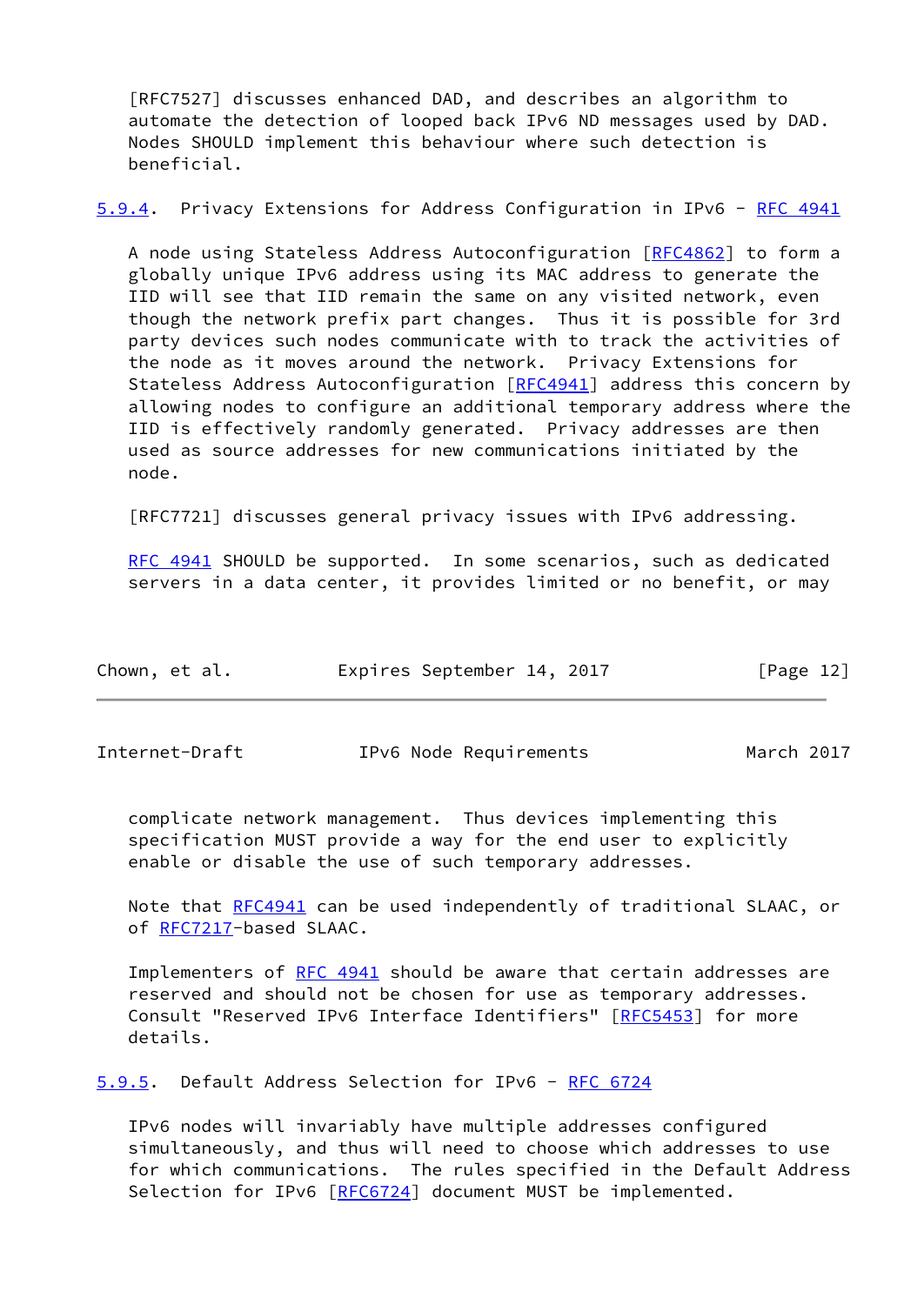[RFC7527] discusses enhanced DAD, and describes an algorithm to automate the detection of looped back IPv6 ND messages used by DAD. Nodes SHOULD implement this behaviour where such detection is beneficial.

### 5.9.4. Privacy Extensions for Address Configuration in IPv6 - RFC 4941

A node using Stateless Address Autoconfiguration [RFC4862] to form a globally unique IPv6 address using its MAC address to generate the IID will see that IID remain the same on any visited network, even though the network prefix part changes. Thus it is possible for 3rd party devices such nodes communicate with to track the activities of the node as it moves around the network. Privacy Extensions for Stateless Address Autoconfiguration [RFC4941] address this concern by allowing nodes to configure an additional temporary address where the IID is effectively randomly generated. Privacy addresses are then used as source addresses for new communications initiated by the node.

[RFC7721] discusses general privacy issues with IPv6 addressing.

RFC 4941 SHOULD be supported. In some scenarios, such as dedicated servers in a data center, it provides limited or no benefit, or may complicate network management. Thus devices implementing this specification MUST provide a way for the end user to explicitly enable or disable the use of such temporary addresses.

Note that RFC4941 can be used independently of traditional SLAAC, or of RFC7217-based SLAAC.

Implementers of RFC 4941 should be aware that certain addresses are reserved and should not be chosen for use as temporary addresses. Consult "Reserved IPv6 Interface Identifiers" [RFC5453] for more details.

### 5.9.5. Default Address Selection for IPv6 - RFC 6724

IPv6 nodes will invariably have multiple addresses configured simultaneously, and thus will need to choose which addresses to use for which communications. The rules specified in the Default Address Selection for IPv6 [RFC6724] document MUST be implemented.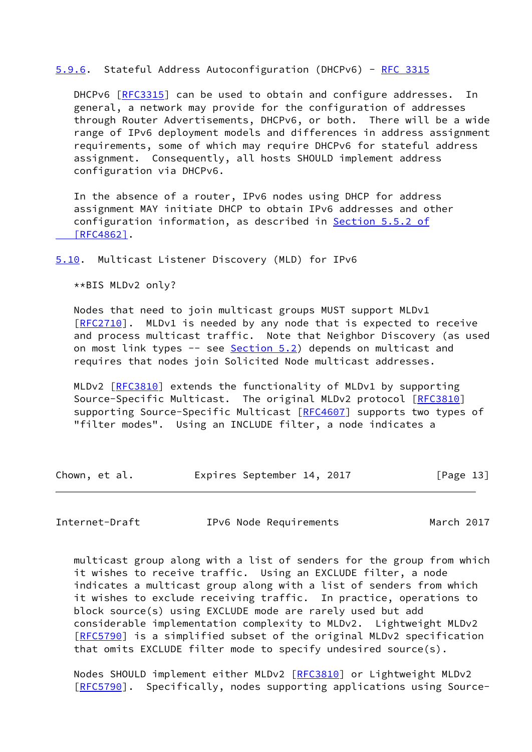### 5.9.6. Stateful Address Autoconfiguration (DHCPv6) - RFC 3315

DHCPv6 [RFC3315] can be used to obtain and configure addresses. In general, a network may provide for the configuration of addresses through Router Advertisements, DHCPv6, or both. There will be a wide range of IPv6 deployment models and differences in address assignment requirements, some of which may require DHCPv6 for stateful address assignment. Consequently, all hosts SHOULD implement address configuration via DHCPv6.

In the absence of a router, IPv6 nodes using DHCP for address assignment MAY initiate DHCP to obtain IPv6 addresses and other configuration information, as described in Section 5.5.2 of [RFC4862].

## 5.10. Multicast Listener Discovery (MLD) for IPv6

**BIS MLDv2 only?

Nodes that need to join multicast groups MUST support MLDv1 [RFC2710]. MLDv1 is needed by any node that is expected to receive and process multicast traffic. Note that Neighbor Discovery (as used on most link types -- see Section 5.2) depends on multicast and requires that nodes join Solicited Node multicast addresses.

MLDv2 [RFC3810] extends the functionality of MLDv1 by supporting Source-Specific Multicast. The original MLDv2 protocol [RFC3810] supporting Source-Specific Multicast [RFC4607] supports two types of "filter modes". Using an INCLUDE filter, a node indicates a multicast group along with a list of senders for the group from which it wishes to receive traffic. Using an EXCLUDE filter, a node indicates a multicast group along with a list of senders from which it wishes to exclude receiving traffic. In practice, operations to block source(s) using EXCLUDE mode are rarely used but add considerable implementation complexity to MLDv2. Lightweight MLDv2 [RFC5790] is a simplified subset of the original MLDv2 specification that omits EXCLUDE filter mode to specify undesired source(s).

Nodes SHOULD implement either MLDv2 [RFC3810] or Lightweight MLDv2 [RFC5790]. Specifically, nodes supporting applications using Source-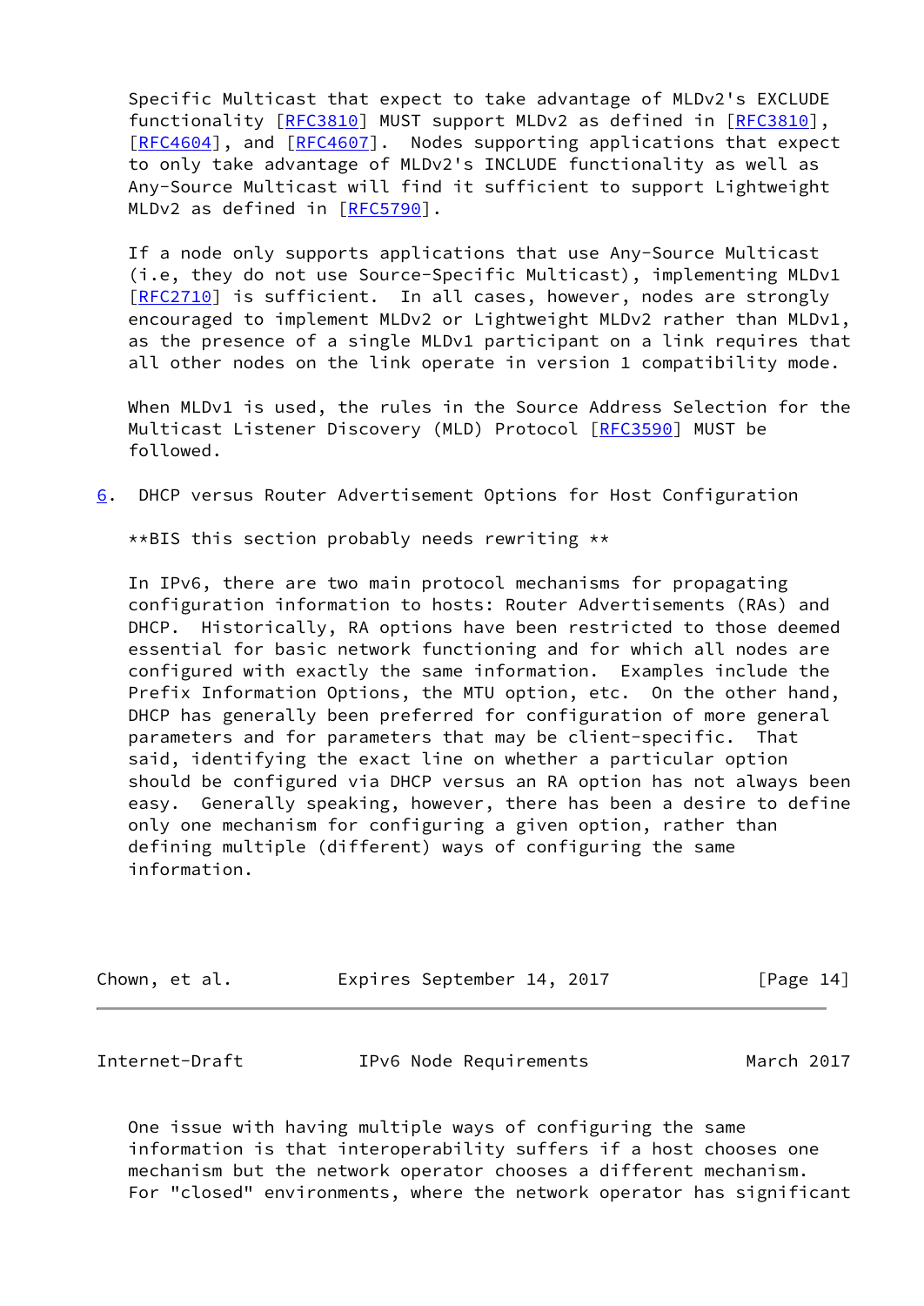Specific Multicast that expect to take advantage of MLDv2's EXCLUDE functionality [RFC3810] MUST support MLDv2 as defined in [RFC3810], [RFC4604], and [RFC4607]. Nodes supporting applications that expect to only take advantage of MLDv2's INCLUDE functionality as well as Any-Source Multicast will find it sufficient to support Lightweight MLDv2 as defined in [RFC5790].

If a node only supports applications that use Any-Source Multicast (i.e, they do not use Source-Specific Multicast), implementing MLDv1 [RFC2710] is sufficient. In all cases, however, nodes are strongly encouraged to implement MLDv2 or Lightweight MLDv2 rather than MLDv1, as the presence of a single MLDv1 participant on a link requires that all other nodes on the link operate in version 1 compatibility mode.

When MLDv1 is used, the rules in the Source Address Selection for the Multicast Listener Discovery (MLD) Protocol [RFC3590] MUST be followed.

## 6. DHCP versus Router Advertisement Options for Host Configuration

**BIS this section probably needs rewriting **

In IPv6, there are two main protocol mechanisms for propagating configuration information to hosts: Router Advertisements (RAs) and DHCP. Historically, RA options have been restricted to those deemed essential for basic network functioning and for which all nodes are configured with exactly the same information. Examples include the Prefix Information Options, the MTU option, etc. On the other hand, DHCP has generally been preferred for configuration of more general parameters and for parameters that may be client-specific. That said, identifying the exact line on whether a particular option should be configured via DHCP versus an RA option has not always been easy. Generally speaking, however, there has been a desire to define only one mechanism for configuring a given option, rather than defining multiple (different) ways of configuring the same information.

One issue with having multiple ways of configuring the same information is that interoperability suffers if a host chooses one mechanism but the network operator chooses a different mechanism. For "closed" environments, where the network operator has significant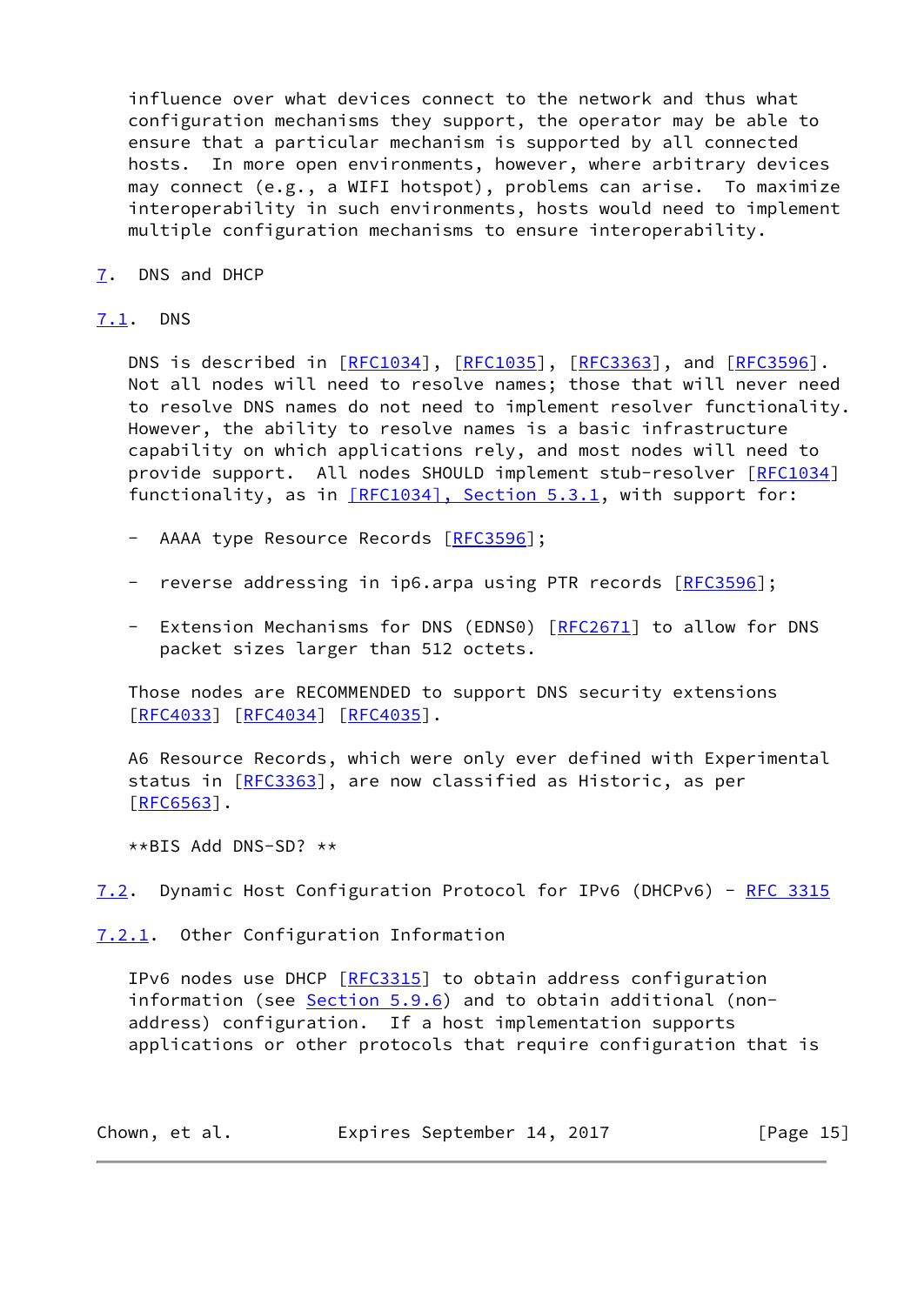influence over what devices connect to the network and thus what configuration mechanisms they support, the operator may be able to ensure that a particular mechanism is supported by all connected hosts. In more open environments, however, where arbitrary devices may connect (e.g., a WIFI hotspot), problems can arise. To maximize interoperability in such environments, hosts would need to implement multiple configuration mechanisms to ensure interoperability.

## 7. DNS and DHCP

### 7.1. DNS

DNS is described in [RFC1034], [RFC1035], [RFC3363], and [RFC3596]. Not all nodes will need to resolve names; those that will never need to resolve DNS names do not need to implement resolver functionality. However, the ability to resolve names is a basic infrastructure capability on which applications rely, and most nodes will need to provide support. All nodes SHOULD implement stub-resolver [RFC1034] functionality, as in [RFC1034], Section 5.3.1, with support for:

- AAAA type Resource Records [RFC3596];
- reverse addressing in ip6.arpa using PTR records [RFC3596];
- Extension Mechanisms for DNS (EDNS0) [RFC2671] to allow for DNS packet sizes larger than 512 octets.

Those nodes are RECOMMENDED to support DNS security extensions [RFC4033] [RFC4034] [RFC4035].

A6 Resource Records, which were only ever defined with Experimental status in [RFC3363], are now classified as Historic, as per [RFC6563].

**BIS Add DNS-SD? **

### 7.2. Dynamic Host Configuration Protocol for IPv6 (DHCPv6) - RFC 3315

#### 7.2.1. Other Configuration Information

IPv6 nodes use DHCP [RFC3315] to obtain address configuration information (see Section 5.9.6) and to obtain additional (non-address) configuration. If a host implementation supports applications or other protocols that require configuration that is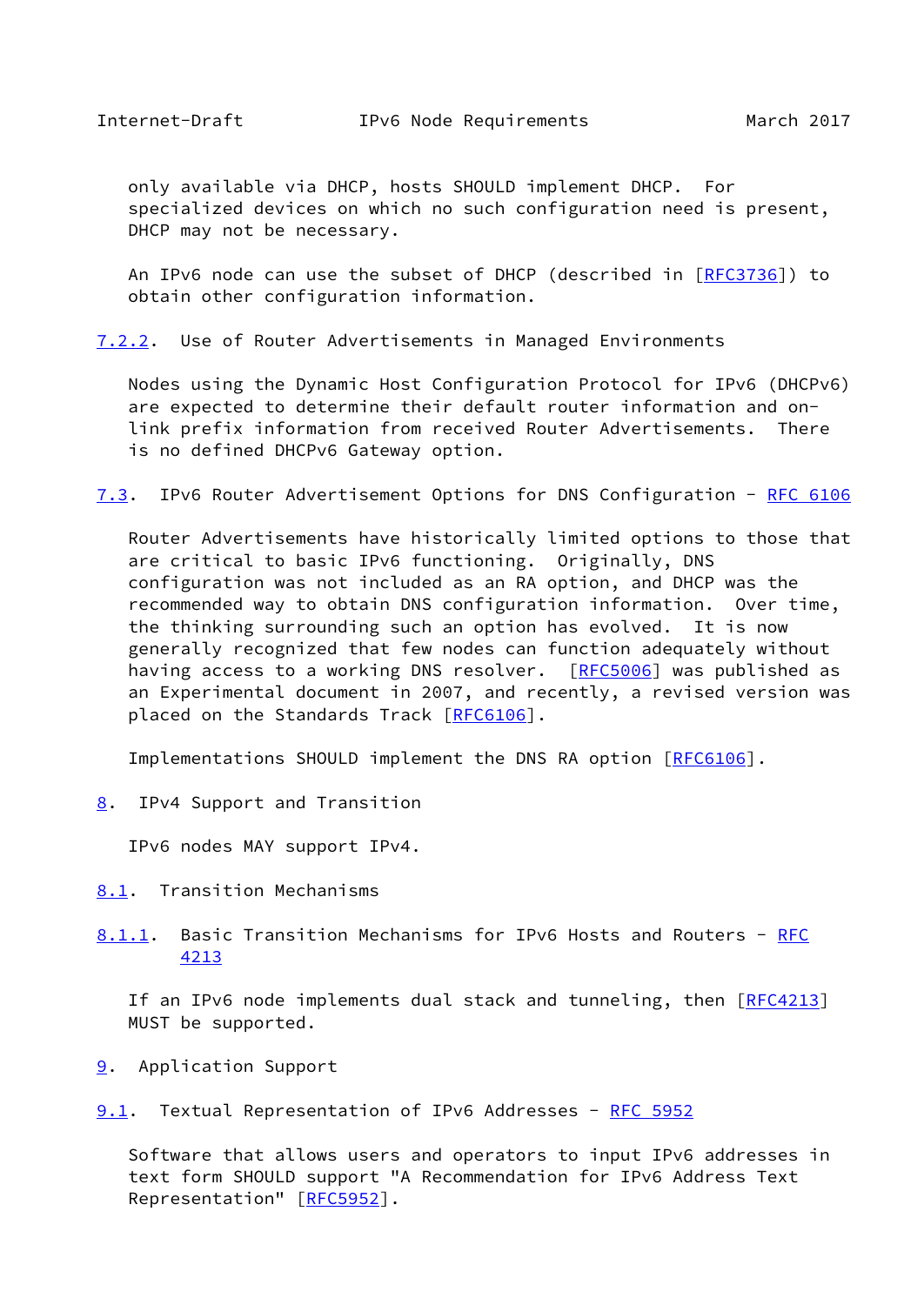only available via DHCP, hosts SHOULD implement DHCP. For specialized devices on which no such configuration need is present, DHCP may not be necessary.

An IPv6 node can use the subset of DHCP (described in [RFC3736]) to obtain other configuration information.

#### 7.2.2. Use of Router Advertisements in Managed Environments

Nodes using the Dynamic Host Configuration Protocol for IPv6 (DHCPv6) are expected to determine their default router information and on-link prefix information from received Router Advertisements. There is no defined DHCPv6 Gateway option.

### 7.3. IPv6 Router Advertisement Options for DNS Configuration - RFC 6106

Router Advertisements have historically limited options to those that are critical to basic IPv6 functioning. Originally, DNS configuration was not included as an RA option, and DHCP was the recommended way to obtain DNS configuration information. Over time, the thinking surrounding such an option has evolved. It is now generally recognized that few nodes can function adequately without having access to a working DNS resolver. [RFC5006] was published as an Experimental document in 2007, and recently, a revised version was placed on the Standards Track [RFC6106].

Implementations SHOULD implement the DNS RA option [RFC6106].

## 8. IPv4 Support and Transition

IPv6 nodes MAY support IPv4.

### 8.1. Transition Mechanisms

#### 8.1.1. Basic Transition Mechanisms for IPv6 Hosts and Routers - RFC 4213

If an IPv6 node implements dual stack and tunneling, then [RFC4213] MUST be supported.

## 9. Application Support

### 9.1. Textual Representation of IPv6 Addresses - RFC 5952

Software that allows users and operators to input IPv6 addresses in text form SHOULD support "A Recommendation for IPv6 Address Text Representation" [RFC5952].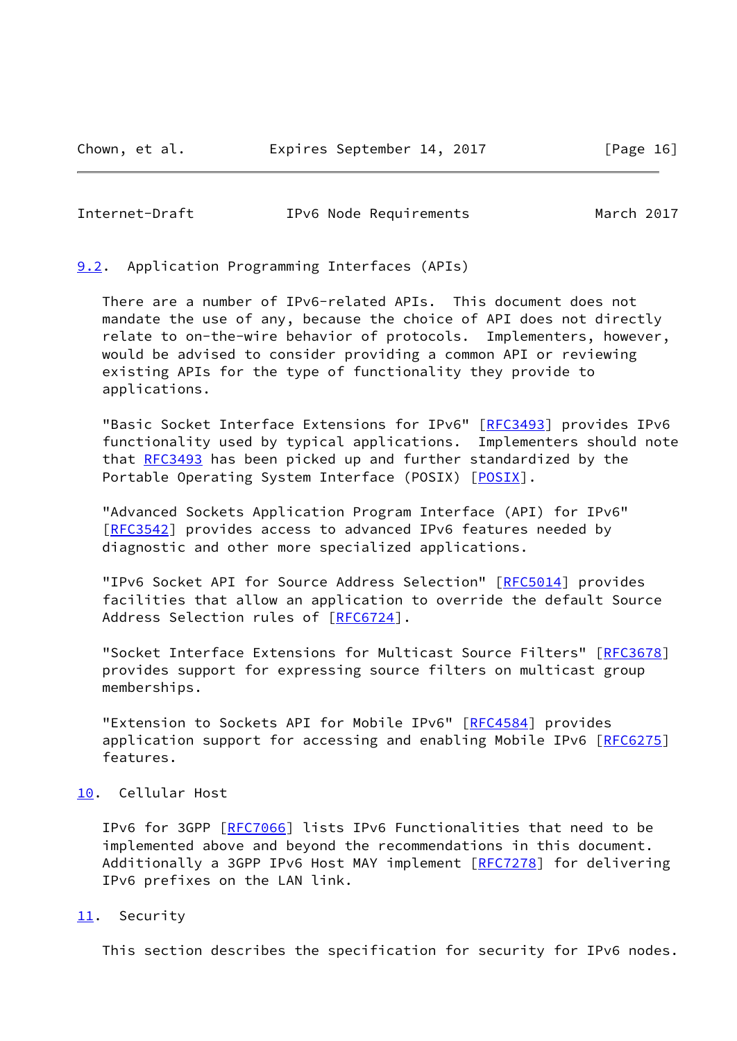## 9.2. Application Programming Interfaces (APIs)

There are a number of IPv6-related APIs. This document does not mandate the use of any, because the choice of API does not directly relate to on-the-wire behavior of protocols. Implementers, however, would be advised to consider providing a common API or reviewing existing APIs for the type of functionality they provide to applications.

"Basic Socket Interface Extensions for IPv6" [RFC3493] provides IPv6 functionality used by typical applications. Implementers should note that RFC3493 has been picked up and further standardized by the Portable Operating System Interface (POSIX) [POSIX].

"Advanced Sockets Application Program Interface (API) for IPv6" [RFC3542] provides access to advanced IPv6 features needed by diagnostic and other more specialized applications.

"IPv6 Socket API for Source Address Selection" [RFC5014] provides facilities that allow an application to override the default Source Address Selection rules of [RFC6724].

"Socket Interface Extensions for Multicast Source Filters" [RFC3678] provides support for expressing source filters on multicast group memberships.

"Extension to Sockets API for Mobile IPv6" [RFC4584] provides application support for accessing and enabling Mobile IPv6 [RFC6275] features.

# 10. Cellular Host

IPv6 for 3GPP [RFC7066] lists IPv6 Functionalities that need to be implemented above and beyond the recommendations in this document. Additionally a 3GPP IPv6 Host MAY implement [RFC7278] for delivering IPv6 prefixes on the LAN link.

# 11. Security

This section describes the specification for security for IPv6 nodes.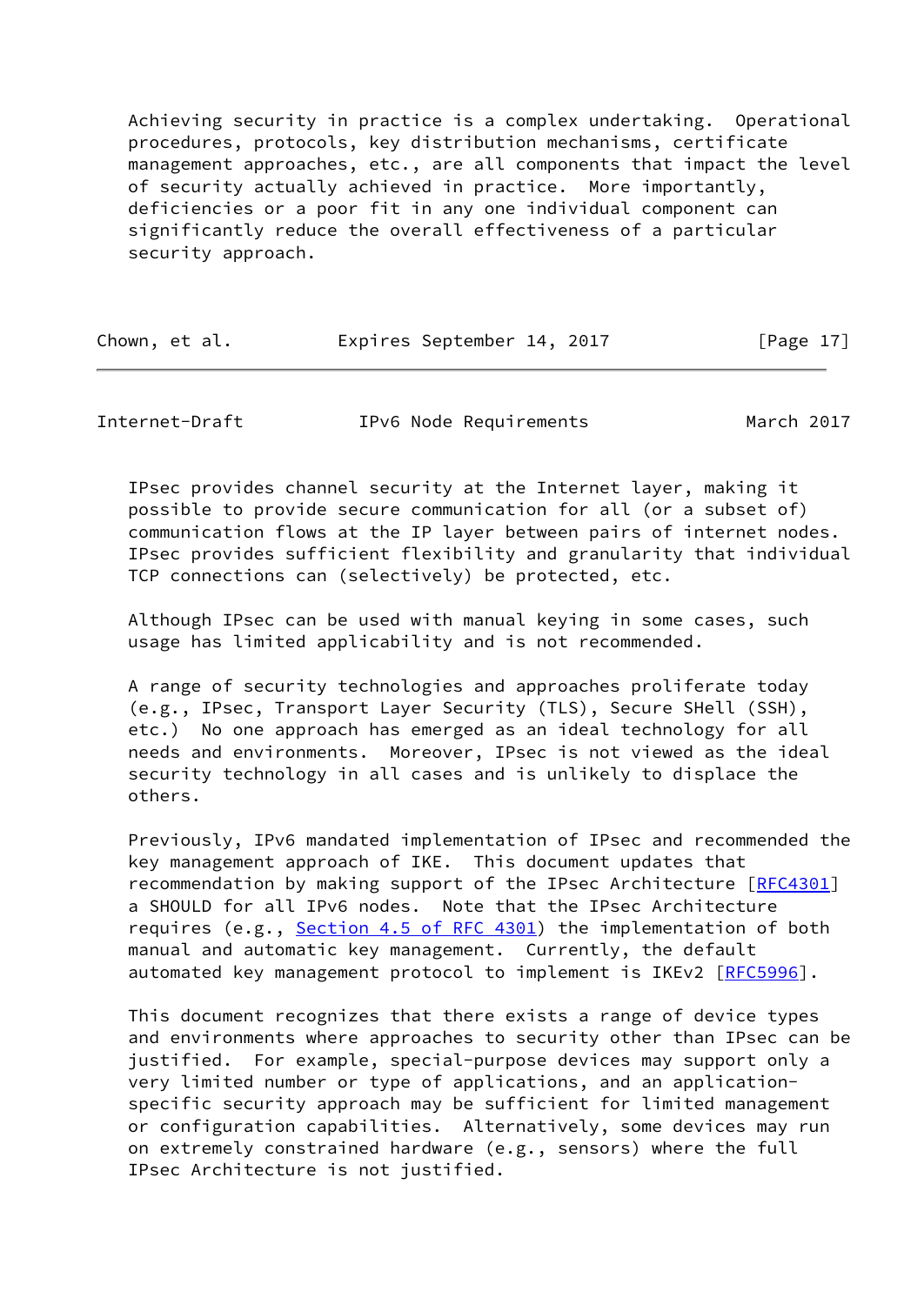Achieving security in practice is a complex undertaking. Operational procedures, protocols, key distribution mechanisms, certificate management approaches, etc., are all components that impact the level of security actually achieved in practice. More importantly, deficiencies or a poor fit in any one individual component can significantly reduce the overall effectiveness of a particular security approach.

IPsec provides channel security at the Internet layer, making it possible to provide secure communication for all (or a subset of) communication flows at the IP layer between pairs of internet nodes. IPsec provides sufficient flexibility and granularity that individual TCP connections can (selectively) be protected, etc.

Although IPsec can be used with manual keying in some cases, such usage has limited applicability and is not recommended.

A range of security technologies and approaches proliferate today (e.g., IPsec, Transport Layer Security (TLS), Secure SHell (SSH), etc.) No one approach has emerged as an ideal technology for all needs and environments. Moreover, IPsec is not viewed as the ideal security technology in all cases and is unlikely to displace the others.

Previously, IPv6 mandated implementation of IPsec and recommended the key management approach of IKE. This document updates that recommendation by making support of the IPsec Architecture [RFC4301] a SHOULD for all IPv6 nodes. Note that the IPsec Architecture requires (e.g., Section 4.5 of RFC 4301) the implementation of both manual and automatic key management. Currently, the default automated key management protocol to implement is IKEv2 [RFC5996].

This document recognizes that there exists a range of device types and environments where approaches to security other than IPsec can be justified. For example, special-purpose devices may support only a very limited number or type of applications, and an application-specific security approach may be sufficient for limited management or configuration capabilities. Alternatively, some devices may run on extremely constrained hardware (e.g., sensors) where the full IPsec Architecture is not justified.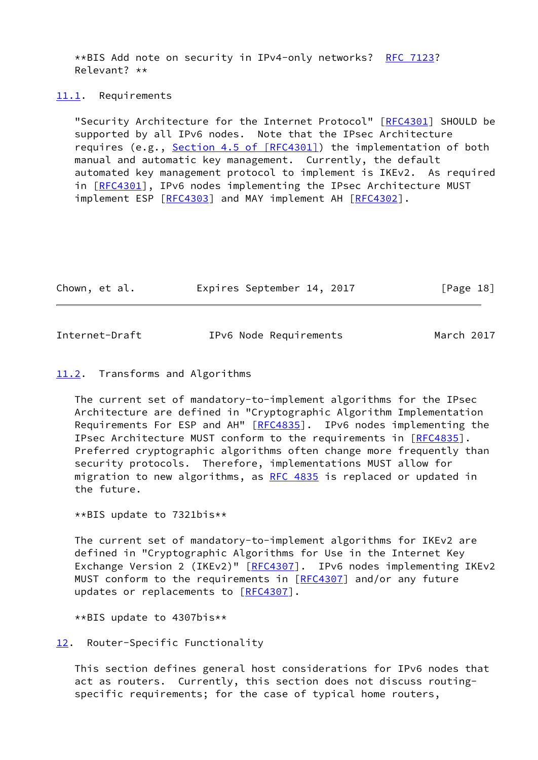**BIS Add note on security in IPv4-only networks?  RFC 7123? Relevant? **

### 11.1. Requirements

"Security Architecture for the Internet Protocol" [RFC4301] SHOULD be supported by all IPv6 nodes.  Note that the IPsec Architecture requires (e.g., Section 4.5 of [RFC4301]) the implementation of both manual and automatic key management.  Currently, the default automated key management protocol to implement is IKEv2.  As required in [RFC4301], IPv6 nodes implementing the IPsec Architecture MUST implement ESP [RFC4303] and MAY implement AH [RFC4302].

### 11.2. Transforms and Algorithms

The current set of mandatory-to-implement algorithms for the IPsec Architecture are defined in "Cryptographic Algorithm Implementation Requirements For ESP and AH" [RFC4835].  IPv6 nodes implementing the IPsec Architecture MUST conform to the requirements in [RFC4835]. Preferred cryptographic algorithms often change more frequently than security protocols.  Therefore, implementations MUST allow for migration to new algorithms, as RFC 4835 is replaced or updated in the future.

**BIS update to 7321bis**

The current set of mandatory-to-implement algorithms for IKEv2 are defined in "Cryptographic Algorithms for Use in the Internet Key Exchange Version 2 (IKEv2)" [RFC4307].  IPv6 nodes implementing IKEv2 MUST conform to the requirements in [RFC4307] and/or any future updates or replacements to [RFC4307].

**BIS update to 4307bis**

## 12. Router-Specific Functionality

This section defines general host considerations for IPv6 nodes that act as routers.  Currently, this section does not discuss routing-specific requirements; for the case of typical home routers,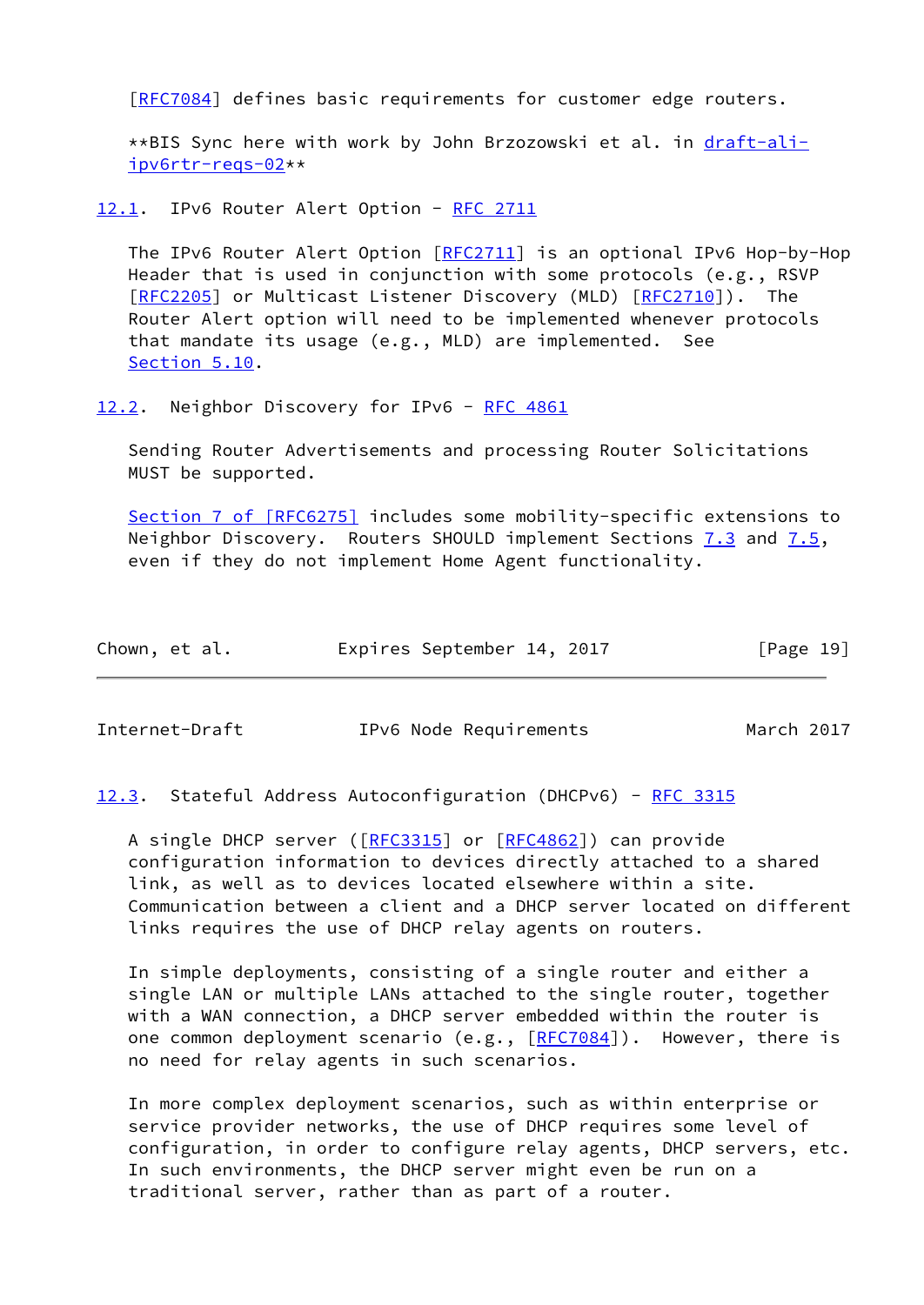[RFC7084] defines basic requirements for customer edge routers.

**BIS Sync here with work by John Brzozowski et al. in draft-ali-ipv6rtr-reqs-02**

### 12.1. IPv6 Router Alert Option - RFC 2711

The IPv6 Router Alert Option [RFC2711] is an optional IPv6 Hop-by-Hop Header that is used in conjunction with some protocols (e.g., RSVP [RFC2205] or Multicast Listener Discovery (MLD) [RFC2710]). The Router Alert option will need to be implemented whenever protocols that mandate its usage (e.g., MLD) are implemented. See Section 5.10.

### 12.2. Neighbor Discovery for IPv6 - RFC 4861

Sending Router Advertisements and processing Router Solicitations MUST be supported.

Section 7 of [RFC6275] includes some mobility-specific extensions to Neighbor Discovery. Routers SHOULD implement Sections 7.3 and 7.5, even if they do not implement Home Agent functionality.

### 12.3. Stateful Address Autoconfiguration (DHCPv6) - RFC 3315

A single DHCP server ([RFC3315] or [RFC4862]) can provide configuration information to devices directly attached to a shared link, as well as to devices located elsewhere within a site. Communication between a client and a DHCP server located on different links requires the use of DHCP relay agents on routers.

In simple deployments, consisting of a single router and either a single LAN or multiple LANs attached to the single router, together with a WAN connection, a DHCP server embedded within the router is one common deployment scenario (e.g., [RFC7084]). However, there is no need for relay agents in such scenarios.

In more complex deployment scenarios, such as within enterprise or service provider networks, the use of DHCP requires some level of configuration, in order to configure relay agents, DHCP servers, etc. In such environments, the DHCP server might even be run on a traditional server, rather than as part of a router.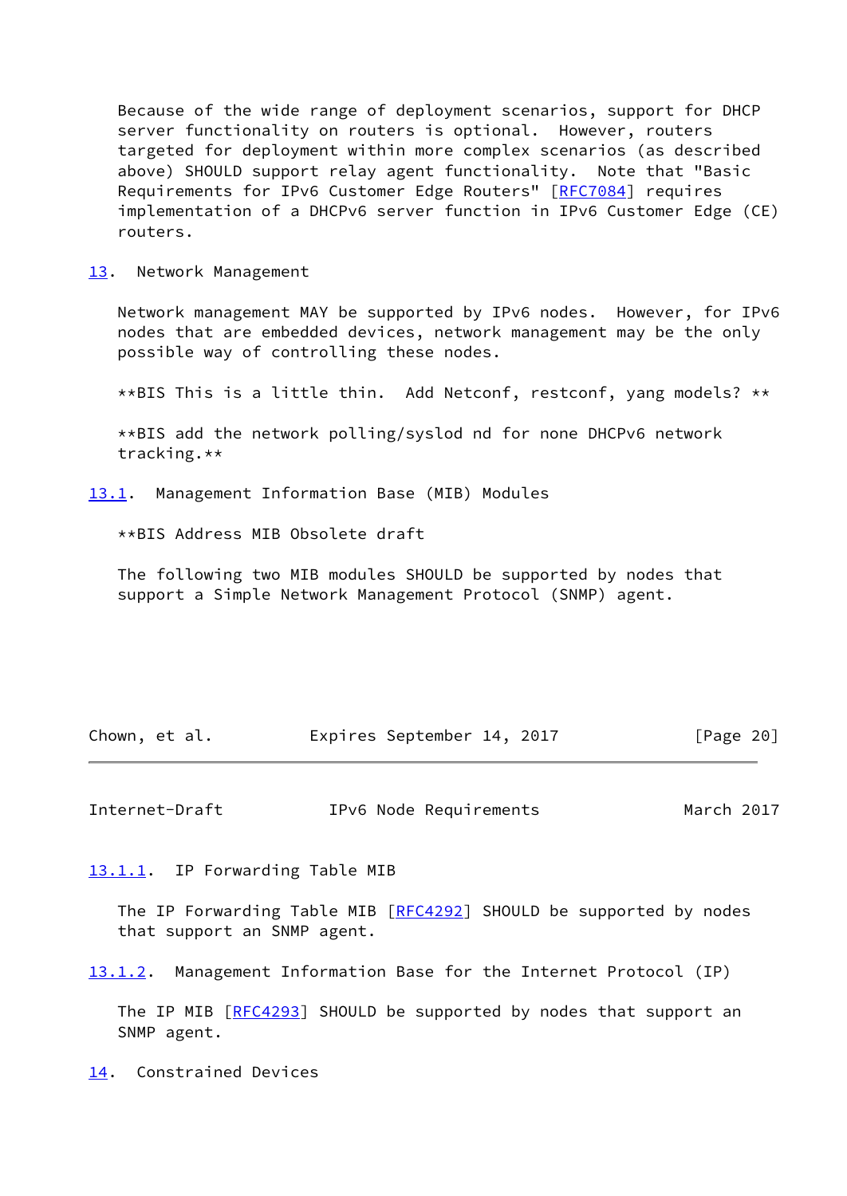Because of the wide range of deployment scenarios, support for DHCP server functionality on routers is optional. However, routers targeted for deployment within more complex scenarios (as described above) SHOULD support relay agent functionality. Note that "Basic Requirements for IPv6 Customer Edge Routers" [RFC7084] requires implementation of a DHCPv6 server function in IPv6 Customer Edge (CE) routers.

## 13. Network Management

Network management MAY be supported by IPv6 nodes. However, for IPv6 nodes that are embedded devices, network management may be the only possible way of controlling these nodes.

**BIS This is a little thin. Add Netconf, restconf, yang models? **

**BIS add the network polling/syslod nd for none DHCPv6 network tracking.**

### 13.1. Management Information Base (MIB) Modules

**BIS Address MIB Obsolete draft

The following two MIB modules SHOULD be supported by nodes that support a Simple Network Management Protocol (SNMP) agent.

#### 13.1.1. IP Forwarding Table MIB

The IP Forwarding Table MIB [RFC4292] SHOULD be supported by nodes that support an SNMP agent.

#### 13.1.2. Management Information Base for the Internet Protocol (IP)

The IP MIB [RFC4293] SHOULD be supported by nodes that support an SNMP agent.

## 14. Constrained Devices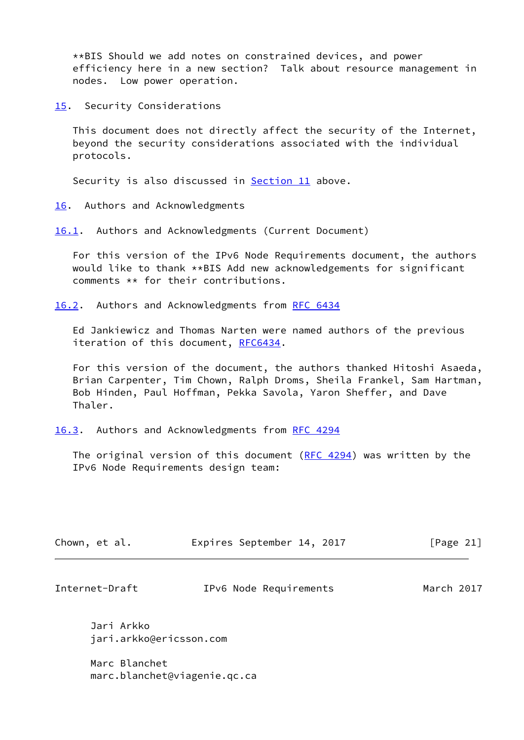**BIS Should we add notes on constrained devices, and power efficiency here in a new section? Talk about resource management in nodes. Low power operation.

## 15. Security Considerations

This document does not directly affect the security of the Internet, beyond the security considerations associated with the individual protocols.

Security is also discussed in Section 11 above.

## 16. Authors and Acknowledgments

### 16.1. Authors and Acknowledgments (Current Document)

For this version of the IPv6 Node Requirements document, the authors would like to thank **BIS Add new acknowledgements for significant comments ** for their contributions.

### 16.2. Authors and Acknowledgments from RFC 6434

Ed Jankiewicz and Thomas Narten were named authors of the previous iteration of this document, RFC6434.

For this version of the document, the authors thanked Hitoshi Asaeda, Brian Carpenter, Tim Chown, Ralph Droms, Sheila Frankel, Sam Hartman, Bob Hinden, Paul Hoffman, Pekka Savola, Yaron Sheffer, and Dave Thaler.

### 16.3. Authors and Acknowledgments from RFC 4294

The original version of this document (RFC 4294) was written by the IPv6 Node Requirements design team:

Jari Arkko
jari.arkko@ericsson.com

Marc Blanchet
marc.blanchet@viagenie.qc.ca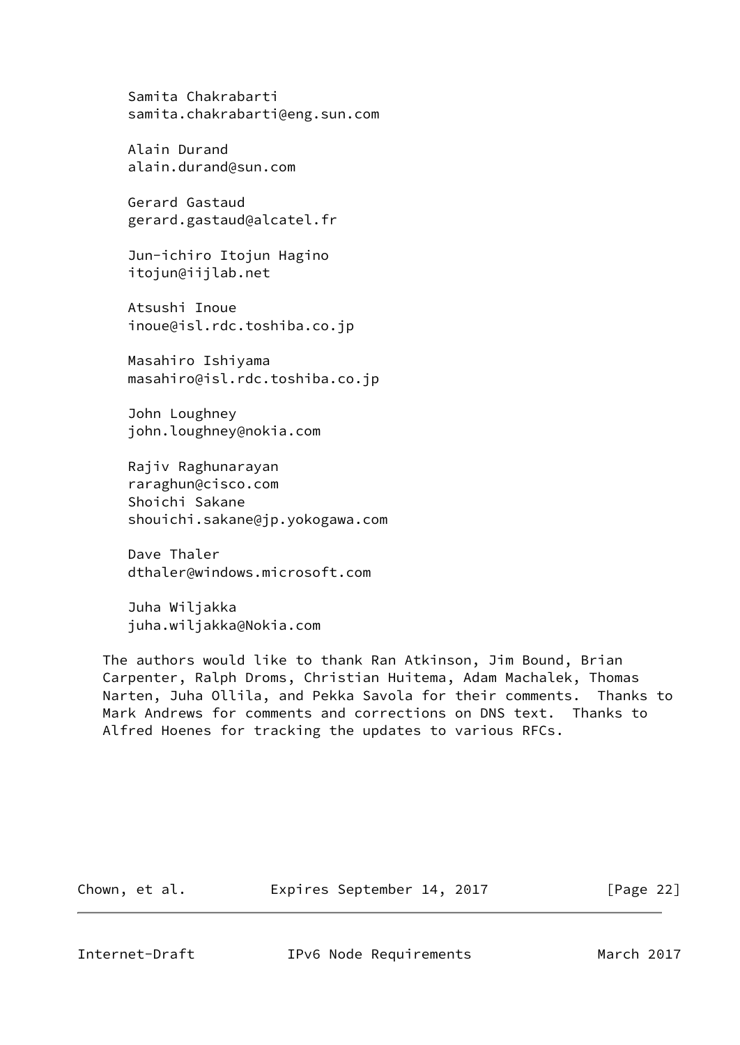Samita Chakrabarti
samita.chakrabarti@eng.sun.com

Alain Durand
alain.durand@sun.com

Gerard Gastaud
gerard.gastaud@alcatel.fr

Jun-ichiro Itojun Hagino
itojun@iijlab.net

Atsushi Inoue
inoue@isl.rdc.toshiba.co.jp

Masahiro Ishiyama
masahiro@isl.rdc.toshiba.co.jp

John Loughney
john.loughney@nokia.com

Rajiv Raghunarayan
raraghun@cisco.com
Shoichi Sakane
shouichi.sakane@jp.yokogawa.com

Dave Thaler
dthaler@windows.microsoft.com

Juha Wiljakka
juha.wiljakka@Nokia.com

The authors would like to thank Ran Atkinson, Jim Bound, Brian Carpenter, Ralph Droms, Christian Huitema, Adam Machalek, Thomas Narten, Juha Ollila, and Pekka Savola for their comments. Thanks to Mark Andrews for comments and corrections on DNS text. Thanks to Alfred Hoenes for tracking the updates to various RFCs.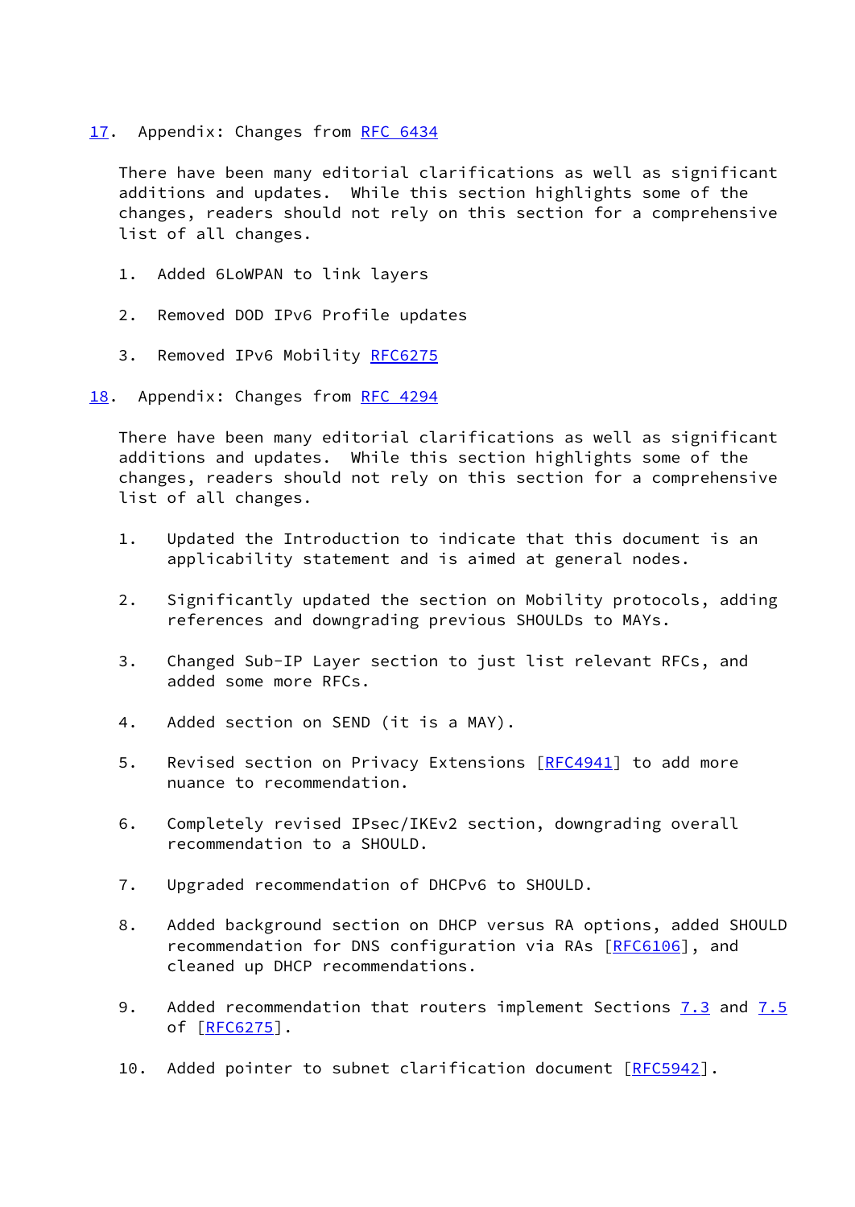## 17. Appendix: Changes from RFC 6434

There have been many editorial clarifications as well as significant additions and updates. While this section highlights some of the changes, readers should not rely on this section for a comprehensive list of all changes.

1. Added 6LoWPAN to link layers

2. Removed DOD IPv6 Profile updates

3. Removed IPv6 Mobility RFC6275

## 18. Appendix: Changes from RFC 4294

There have been many editorial clarifications as well as significant additions and updates. While this section highlights some of the changes, readers should not rely on this section for a comprehensive list of all changes.

1. Updated the Introduction to indicate that this document is an applicability statement and is aimed at general nodes.

2. Significantly updated the section on Mobility protocols, adding references and downgrading previous SHOULDs to MAYs.

3. Changed Sub-IP Layer section to just list relevant RFCs, and added some more RFCs.

4. Added section on SEND (it is a MAY).

5. Revised section on Privacy Extensions [RFC4941] to add more nuance to recommendation.

6. Completely revised IPsec/IKEv2 section, downgrading overall recommendation to a SHOULD.

7. Upgraded recommendation of DHCPv6 to SHOULD.

8. Added background section on DHCP versus RA options, added SHOULD recommendation for DNS configuration via RAs [RFC6106], and cleaned up DHCP recommendations.

9. Added recommendation that routers implement Sections 7.3 and 7.5 of [RFC6275].

10. Added pointer to subnet clarification document [RFC5942].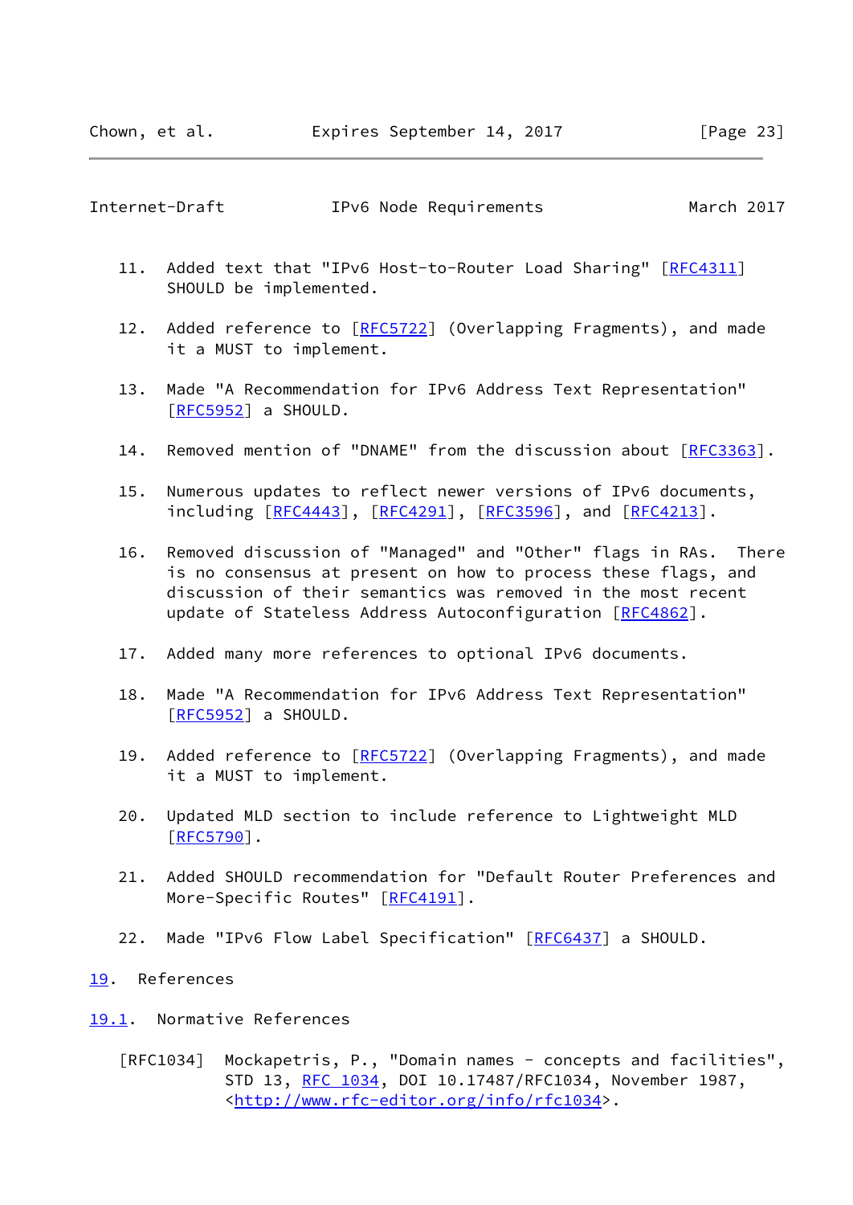11. Added text that "IPv6 Host-to-Router Load Sharing" [RFC4311] SHOULD be implemented.

12. Added reference to [RFC5722] (Overlapping Fragments), and made it a MUST to implement.

13. Made "A Recommendation for IPv6 Address Text Representation" [RFC5952] a SHOULD.

14. Removed mention of "DNAME" from the discussion about [RFC3363].

15. Numerous updates to reflect newer versions of IPv6 documents, including [RFC4443], [RFC4291], [RFC3596], and [RFC4213].

16. Removed discussion of "Managed" and "Other" flags in RAs. There is no consensus at present on how to process these flags, and discussion of their semantics was removed in the most recent update of Stateless Address Autoconfiguration [RFC4862].

17. Added many more references to optional IPv6 documents.

18. Made "A Recommendation for IPv6 Address Text Representation" [RFC5952] a SHOULD.

19. Added reference to [RFC5722] (Overlapping Fragments), and made it a MUST to implement.

20. Updated MLD section to include reference to Lightweight MLD [RFC5790].

21. Added SHOULD recommendation for "Default Router Preferences and More-Specific Routes" [RFC4191].

22. Made "IPv6 Flow Label Specification" [RFC6437] a SHOULD.

## 19. References

### 19.1. Normative References

[RFC1034] Mockapetris, P., "Domain names - concepts and facilities", STD 13, RFC 1034, DOI 10.17487/RFC1034, November 1987, <http://www.rfc-editor.org/info/rfc1034>.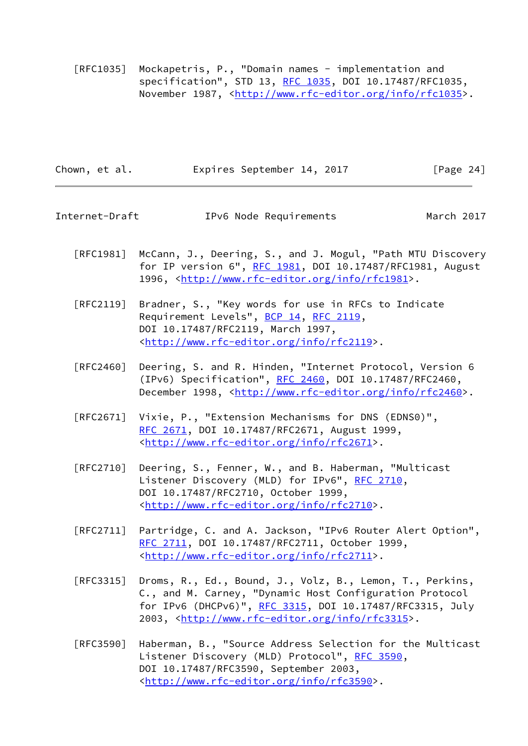[RFC1035] Mockapetris, P., "Domain names - implementation and specification", STD 13, RFC 1035, DOI 10.17487/RFC1035, November 1987, <http://www.rfc-editor.org/info/rfc1035>.

[RFC1981] McCann, J., Deering, S., and J. Mogul, "Path MTU Discovery for IP version 6", RFC 1981, DOI 10.17487/RFC1981, August 1996, <http://www.rfc-editor.org/info/rfc1981>.

[RFC2119] Bradner, S., "Key words for use in RFCs to Indicate Requirement Levels", BCP 14, RFC 2119, DOI 10.17487/RFC2119, March 1997, <http://www.rfc-editor.org/info/rfc2119>.

[RFC2460] Deering, S. and R. Hinden, "Internet Protocol, Version 6 (IPv6) Specification", RFC 2460, DOI 10.17487/RFC2460, December 1998, <http://www.rfc-editor.org/info/rfc2460>.

[RFC2671] Vixie, P., "Extension Mechanisms for DNS (EDNS0)", RFC 2671, DOI 10.17487/RFC2671, August 1999, <http://www.rfc-editor.org/info/rfc2671>.

[RFC2710] Deering, S., Fenner, W., and B. Haberman, "Multicast Listener Discovery (MLD) for IPv6", RFC 2710, DOI 10.17487/RFC2710, October 1999, <http://www.rfc-editor.org/info/rfc2710>.

[RFC2711] Partridge, C. and A. Jackson, "IPv6 Router Alert Option", RFC 2711, DOI 10.17487/RFC2711, October 1999, <http://www.rfc-editor.org/info/rfc2711>.

[RFC3315] Droms, R., Ed., Bound, J., Volz, B., Lemon, T., Perkins, C., and M. Carney, "Dynamic Host Configuration Protocol for IPv6 (DHCPv6)", RFC 3315, DOI 10.17487/RFC3315, July 2003, <http://www.rfc-editor.org/info/rfc3315>.

[RFC3590] Haberman, B., "Source Address Selection for the Multicast Listener Discovery (MLD) Protocol", RFC 3590, DOI 10.17487/RFC3590, September 2003, <http://www.rfc-editor.org/info/rfc3590>.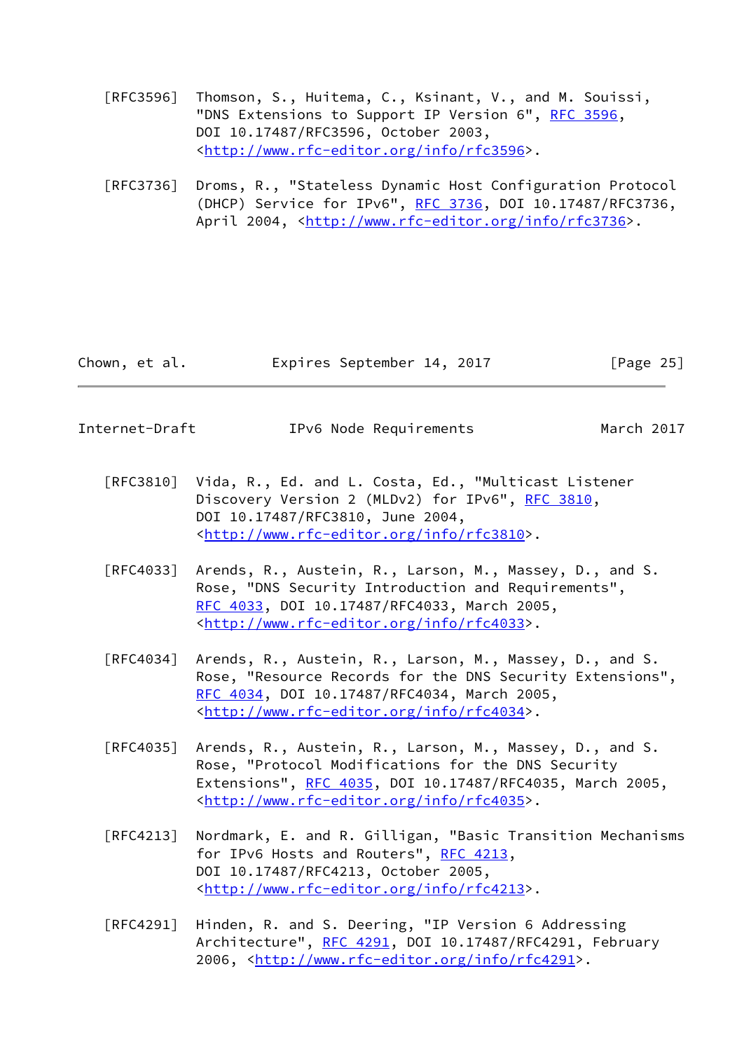[RFC3596] Thomson, S., Huitema, C., Ksinant, V., and M. Souissi, "DNS Extensions to Support IP Version 6", RFC 3596, DOI 10.17487/RFC3596, October 2003, <http://www.rfc-editor.org/info/rfc3596>.

[RFC3736] Droms, R., "Stateless Dynamic Host Configuration Protocol (DHCP) Service for IPv6", RFC 3736, DOI 10.17487/RFC3736, April 2004, <http://www.rfc-editor.org/info/rfc3736>.

[RFC3810] Vida, R., Ed. and L. Costa, Ed., "Multicast Listener Discovery Version 2 (MLDv2) for IPv6", RFC 3810, DOI 10.17487/RFC3810, June 2004, <http://www.rfc-editor.org/info/rfc3810>.

[RFC4033] Arends, R., Austein, R., Larson, M., Massey, D., and S. Rose, "DNS Security Introduction and Requirements", RFC 4033, DOI 10.17487/RFC4033, March 2005, <http://www.rfc-editor.org/info/rfc4033>.

[RFC4034] Arends, R., Austein, R., Larson, M., Massey, D., and S. Rose, "Resource Records for the DNS Security Extensions", RFC 4034, DOI 10.17487/RFC4034, March 2005, <http://www.rfc-editor.org/info/rfc4034>.

[RFC4035] Arends, R., Austein, R., Larson, M., Massey, D., and S. Rose, "Protocol Modifications for the DNS Security Extensions", RFC 4035, DOI 10.17487/RFC4035, March 2005, <http://www.rfc-editor.org/info/rfc4035>.

[RFC4213] Nordmark, E. and R. Gilligan, "Basic Transition Mechanisms for IPv6 Hosts and Routers", RFC 4213, DOI 10.17487/RFC4213, October 2005, <http://www.rfc-editor.org/info/rfc4213>.

[RFC4291] Hinden, R. and S. Deering, "IP Version 6 Addressing Architecture", RFC 4291, DOI 10.17487/RFC4291, February 2006, <http://www.rfc-editor.org/info/rfc4291>.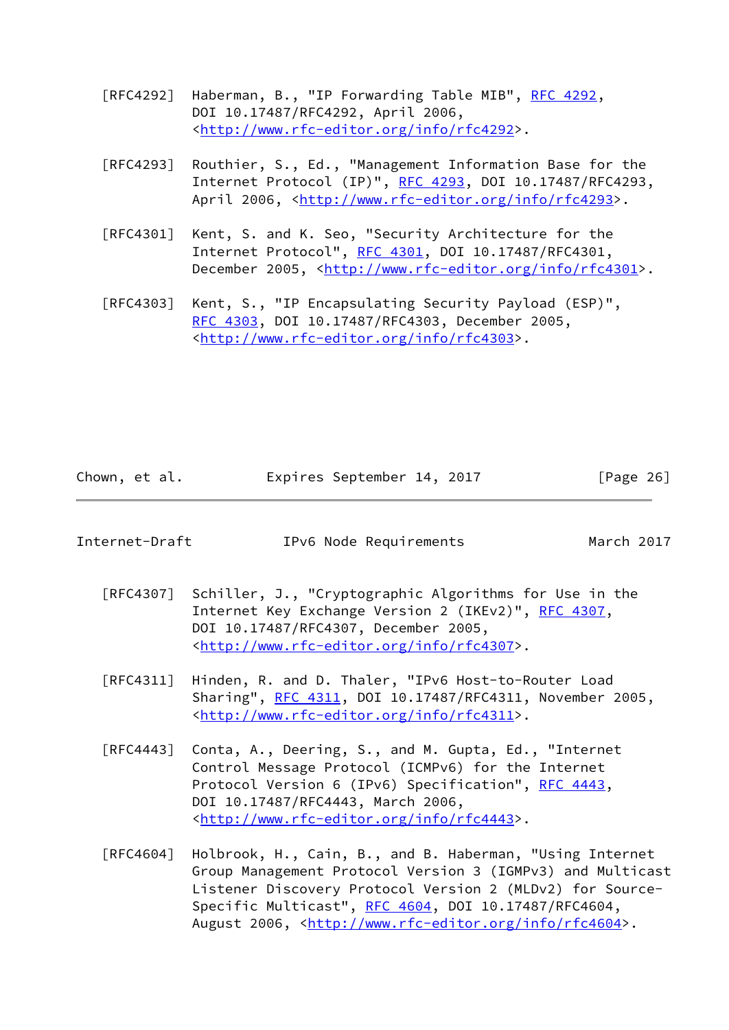[RFC4292] Haberman, B., "IP Forwarding Table MIB", RFC 4292, DOI 10.17487/RFC4292, April 2006, <http://www.rfc-editor.org/info/rfc4292>.

[RFC4293] Routhier, S., Ed., "Management Information Base for the Internet Protocol (IP)", RFC 4293, DOI 10.17487/RFC4293, April 2006, <http://www.rfc-editor.org/info/rfc4293>.

[RFC4301] Kent, S. and K. Seo, "Security Architecture for the Internet Protocol", RFC 4301, DOI 10.17487/RFC4301, December 2005, <http://www.rfc-editor.org/info/rfc4301>.

[RFC4303] Kent, S., "IP Encapsulating Security Payload (ESP)", RFC 4303, DOI 10.17487/RFC4303, December 2005, <http://www.rfc-editor.org/info/rfc4303>.

[RFC4307] Schiller, J., "Cryptographic Algorithms for Use in the Internet Key Exchange Version 2 (IKEv2)", RFC 4307, DOI 10.17487/RFC4307, December 2005, <http://www.rfc-editor.org/info/rfc4307>.

[RFC4311] Hinden, R. and D. Thaler, "IPv6 Host-to-Router Load Sharing", RFC 4311, DOI 10.17487/RFC4311, November 2005, <http://www.rfc-editor.org/info/rfc4311>.

[RFC4443] Conta, A., Deering, S., and M. Gupta, Ed., "Internet Control Message Protocol (ICMPv6) for the Internet Protocol Version 6 (IPv6) Specification", RFC 4443, DOI 10.17487/RFC4443, March 2006, <http://www.rfc-editor.org/info/rfc4443>.

[RFC4604] Holbrook, H., Cain, B., and B. Haberman, "Using Internet Group Management Protocol Version 3 (IGMPv3) and Multicast Listener Discovery Protocol Version 2 (MLDv2) for Source-Specific Multicast", RFC 4604, DOI 10.17487/RFC4604, August 2006, <http://www.rfc-editor.org/info/rfc4604>.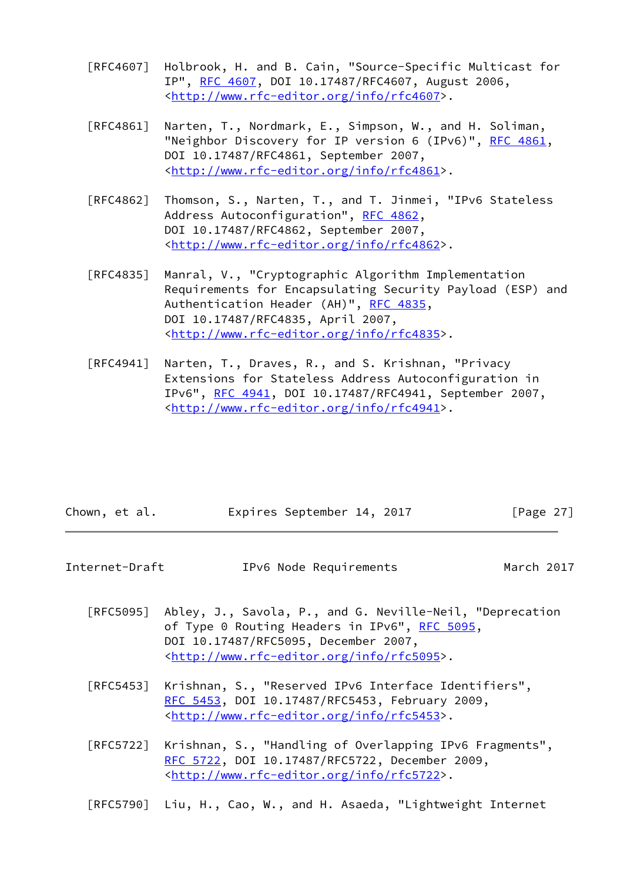[RFC4607] Holbrook, H. and B. Cain, "Source-Specific Multicast for IP", RFC 4607, DOI 10.17487/RFC4607, August 2006, <http://www.rfc-editor.org/info/rfc4607>.

[RFC4861] Narten, T., Nordmark, E., Simpson, W., and H. Soliman, "Neighbor Discovery for IP version 6 (IPv6)", RFC 4861, DOI 10.17487/RFC4861, September 2007, <http://www.rfc-editor.org/info/rfc4861>.

[RFC4862] Thomson, S., Narten, T., and T. Jinmei, "IPv6 Stateless Address Autoconfiguration", RFC 4862, DOI 10.17487/RFC4862, September 2007, <http://www.rfc-editor.org/info/rfc4862>.

[RFC4835] Manral, V., "Cryptographic Algorithm Implementation Requirements for Encapsulating Security Payload (ESP) and Authentication Header (AH)", RFC 4835, DOI 10.17487/RFC4835, April 2007, <http://www.rfc-editor.org/info/rfc4835>.

[RFC4941] Narten, T., Draves, R., and S. Krishnan, "Privacy Extensions for Stateless Address Autoconfiguration in IPv6", RFC 4941, DOI 10.17487/RFC4941, September 2007, <http://www.rfc-editor.org/info/rfc4941>.

[RFC5095] Abley, J., Savola, P., and G. Neville-Neil, "Deprecation of Type 0 Routing Headers in IPv6", RFC 5095, DOI 10.17487/RFC5095, December 2007, <http://www.rfc-editor.org/info/rfc5095>.

[RFC5453] Krishnan, S., "Reserved IPv6 Interface Identifiers", RFC 5453, DOI 10.17487/RFC5453, February 2009, <http://www.rfc-editor.org/info/rfc5453>.

[RFC5722] Krishnan, S., "Handling of Overlapping IPv6 Fragments", RFC 5722, DOI 10.17487/RFC5722, December 2009, <http://www.rfc-editor.org/info/rfc5722>.

[RFC5790] Liu, H., Cao, W., and H. Asaeda, "Lightweight Internet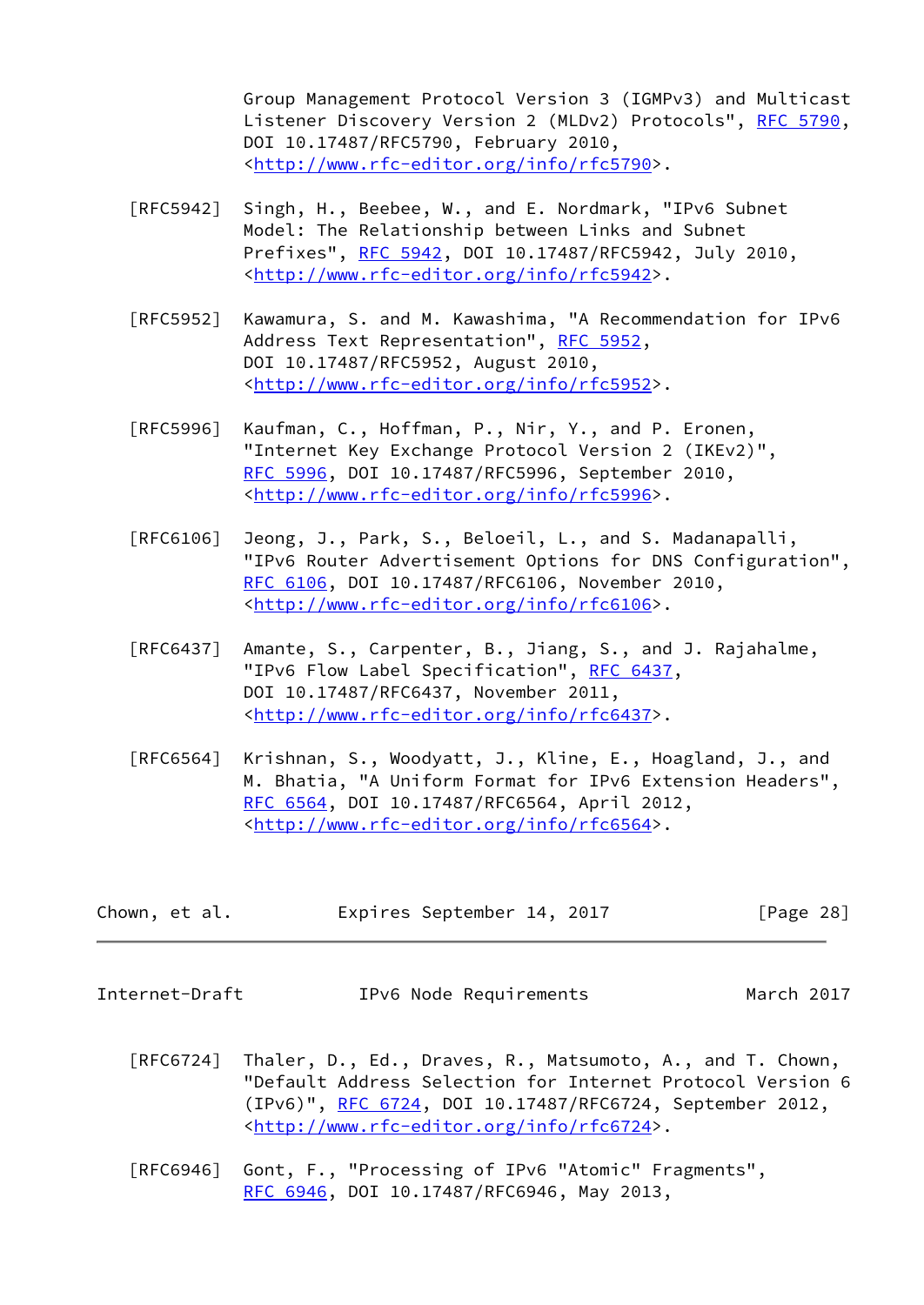Group Management Protocol Version 3 (IGMPv3) and Multicast Listener Discovery Version 2 (MLDv2) Protocols", RFC 5790, DOI 10.17487/RFC5790, February 2010, <http://www.rfc-editor.org/info/rfc5790>.

[RFC5942] Singh, H., Beebee, W., and E. Nordmark, "IPv6 Subnet Model: The Relationship between Links and Subnet Prefixes", RFC 5942, DOI 10.17487/RFC5942, July 2010, <http://www.rfc-editor.org/info/rfc5942>.

[RFC5952] Kawamura, S. and M. Kawashima, "A Recommendation for IPv6 Address Text Representation", RFC 5952, DOI 10.17487/RFC5952, August 2010, <http://www.rfc-editor.org/info/rfc5952>.

[RFC5996] Kaufman, C., Hoffman, P., Nir, Y., and P. Eronen, "Internet Key Exchange Protocol Version 2 (IKEv2)", RFC 5996, DOI 10.17487/RFC5996, September 2010, <http://www.rfc-editor.org/info/rfc5996>.

[RFC6106] Jeong, J., Park, S., Beloeil, L., and S. Madanapalli, "IPv6 Router Advertisement Options for DNS Configuration", RFC 6106, DOI 10.17487/RFC6106, November 2010, <http://www.rfc-editor.org/info/rfc6106>.

[RFC6437] Amante, S., Carpenter, B., Jiang, S., and J. Rajahalme, "IPv6 Flow Label Specification", RFC 6437, DOI 10.17487/RFC6437, November 2011, <http://www.rfc-editor.org/info/rfc6437>.

[RFC6564] Krishnan, S., Woodyatt, J., Kline, E., Hoagland, J., and M. Bhatia, "A Uniform Format for IPv6 Extension Headers", RFC 6564, DOI 10.17487/RFC6564, April 2012, <http://www.rfc-editor.org/info/rfc6564>.

[RFC6724] Thaler, D., Ed., Draves, R., Matsumoto, A., and T. Chown, "Default Address Selection for Internet Protocol Version 6 (IPv6)", RFC 6724, DOI 10.17487/RFC6724, September 2012, <http://www.rfc-editor.org/info/rfc6724>.

[RFC6946] Gont, F., "Processing of IPv6 "Atomic" Fragments", RFC 6946, DOI 10.17487/RFC6946, May 2013,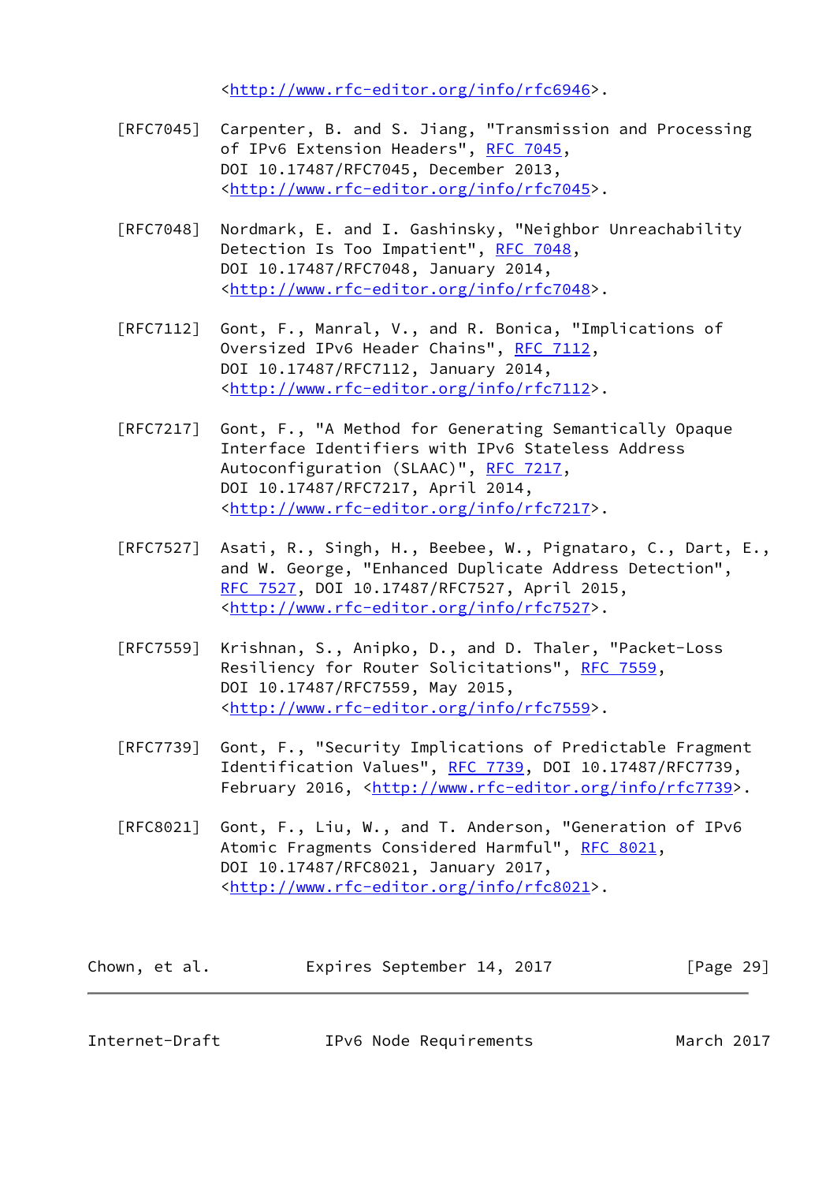<http://www.rfc-editor.org/info/rfc6946>.

[RFC7045] Carpenter, B. and S. Jiang, "Transmission and Processing of IPv6 Extension Headers", RFC 7045, DOI 10.17487/RFC7045, December 2013, <http://www.rfc-editor.org/info/rfc7045>.

[RFC7048] Nordmark, E. and I. Gashinsky, "Neighbor Unreachability Detection Is Too Impatient", RFC 7048, DOI 10.17487/RFC7048, January 2014, <http://www.rfc-editor.org/info/rfc7048>.

[RFC7112] Gont, F., Manral, V., and R. Bonica, "Implications of Oversized IPv6 Header Chains", RFC 7112, DOI 10.17487/RFC7112, January 2014, <http://www.rfc-editor.org/info/rfc7112>.

[RFC7217] Gont, F., "A Method for Generating Semantically Opaque Interface Identifiers with IPv6 Stateless Address Autoconfiguration (SLAAC)", RFC 7217, DOI 10.17487/RFC7217, April 2014, <http://www.rfc-editor.org/info/rfc7217>.

[RFC7527] Asati, R., Singh, H., Beebee, W., Pignataro, C., Dart, E., and W. George, "Enhanced Duplicate Address Detection", RFC 7527, DOI 10.17487/RFC7527, April 2015, <http://www.rfc-editor.org/info/rfc7527>.

[RFC7559] Krishnan, S., Anipko, D., and D. Thaler, "Packet-Loss Resiliency for Router Solicitations", RFC 7559, DOI 10.17487/RFC7559, May 2015, <http://www.rfc-editor.org/info/rfc7559>.

[RFC7739] Gont, F., "Security Implications of Predictable Fragment Identification Values", RFC 7739, DOI 10.17487/RFC7739, February 2016, <http://www.rfc-editor.org/info/rfc7739>.

[RFC8021] Gont, F., Liu, W., and T. Anderson, "Generation of IPv6 Atomic Fragments Considered Harmful", RFC 8021, DOI 10.17487/RFC8021, January 2017, <http://www.rfc-editor.org/info/rfc8021>.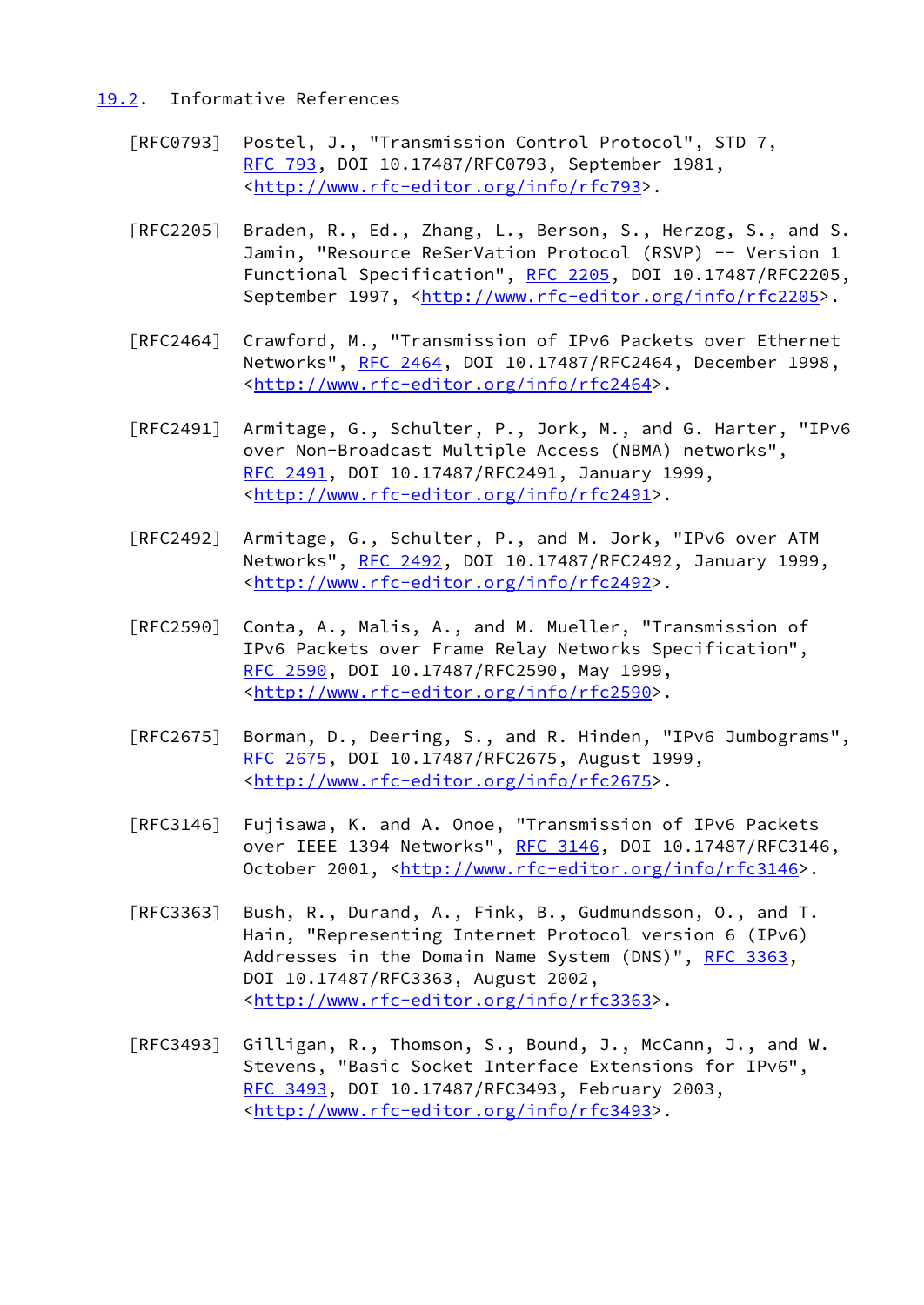### 19.2. Informative References

[RFC0793] Postel, J., "Transmission Control Protocol", STD 7, RFC 793, DOI 10.17487/RFC0793, September 1981, <http://www.rfc-editor.org/info/rfc793>.

[RFC2205] Braden, R., Ed., Zhang, L., Berson, S., Herzog, S., and S. Jamin, "Resource ReSerVation Protocol (RSVP) -- Version 1 Functional Specification", RFC 2205, DOI 10.17487/RFC2205, September 1997, <http://www.rfc-editor.org/info/rfc2205>.

[RFC2464] Crawford, M., "Transmission of IPv6 Packets over Ethernet Networks", RFC 2464, DOI 10.17487/RFC2464, December 1998, <http://www.rfc-editor.org/info/rfc2464>.

[RFC2491] Armitage, G., Schulter, P., Jork, M., and G. Harter, "IPv6 over Non-Broadcast Multiple Access (NBMA) networks", RFC 2491, DOI 10.17487/RFC2491, January 1999, <http://www.rfc-editor.org/info/rfc2491>.

[RFC2492] Armitage, G., Schulter, P., and M. Jork, "IPv6 over ATM Networks", RFC 2492, DOI 10.17487/RFC2492, January 1999, <http://www.rfc-editor.org/info/rfc2492>.

[RFC2590] Conta, A., Malis, A., and M. Mueller, "Transmission of IPv6 Packets over Frame Relay Networks Specification", RFC 2590, DOI 10.17487/RFC2590, May 1999, <http://www.rfc-editor.org/info/rfc2590>.

[RFC2675] Borman, D., Deering, S., and R. Hinden, "IPv6 Jumbograms", RFC 2675, DOI 10.17487/RFC2675, August 1999, <http://www.rfc-editor.org/info/rfc2675>.

[RFC3146] Fujisawa, K. and A. Onoe, "Transmission of IPv6 Packets over IEEE 1394 Networks", RFC 3146, DOI 10.17487/RFC3146, October 2001, <http://www.rfc-editor.org/info/rfc3146>.

[RFC3363] Bush, R., Durand, A., Fink, B., Gudmundsson, O., and T. Hain, "Representing Internet Protocol version 6 (IPv6) Addresses in the Domain Name System (DNS)", RFC 3363, DOI 10.17487/RFC3363, August 2002, <http://www.rfc-editor.org/info/rfc3363>.

[RFC3493] Gilligan, R., Thomson, S., Bound, J., McCann, J., and W. Stevens, "Basic Socket Interface Extensions for IPv6", RFC 3493, DOI 10.17487/RFC3493, February 2003, <http://www.rfc-editor.org/info/rfc3493>.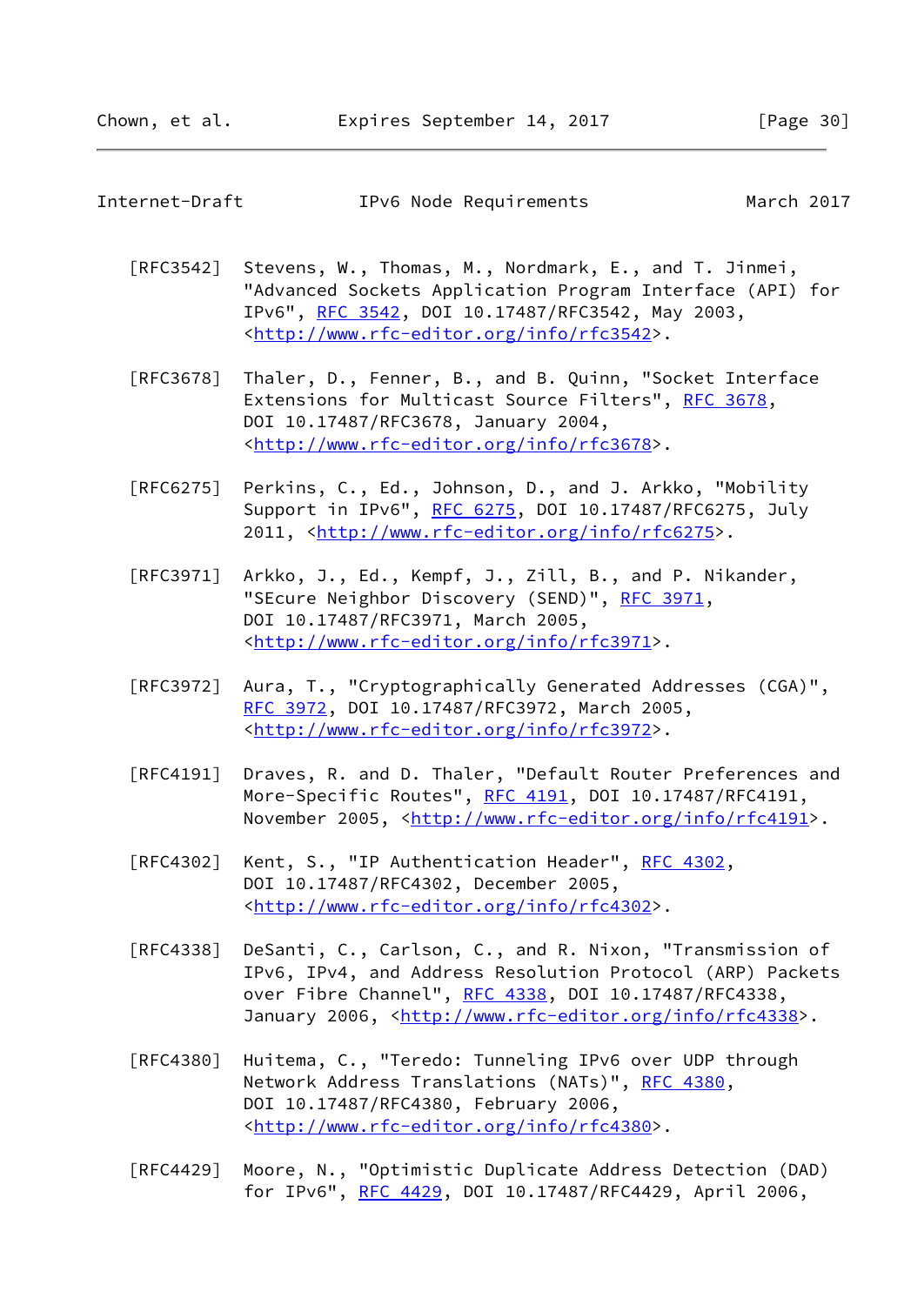[RFC3542] Stevens, W., Thomas, M., Nordmark, E., and T. Jinmei, "Advanced Sockets Application Program Interface (API) for IPv6", RFC 3542, DOI 10.17487/RFC3542, May 2003, <http://www.rfc-editor.org/info/rfc3542>.

[RFC3678] Thaler, D., Fenner, B., and B. Quinn, "Socket Interface Extensions for Multicast Source Filters", RFC 3678, DOI 10.17487/RFC3678, January 2004, <http://www.rfc-editor.org/info/rfc3678>.

[RFC6275] Perkins, C., Ed., Johnson, D., and J. Arkko, "Mobility Support in IPv6", RFC 6275, DOI 10.17487/RFC6275, July 2011, <http://www.rfc-editor.org/info/rfc6275>.

[RFC3971] Arkko, J., Ed., Kempf, J., Zill, B., and P. Nikander, "SEcure Neighbor Discovery (SEND)", RFC 3971, DOI 10.17487/RFC3971, March 2005, <http://www.rfc-editor.org/info/rfc3971>.

[RFC3972] Aura, T., "Cryptographically Generated Addresses (CGA)", RFC 3972, DOI 10.17487/RFC3972, March 2005, <http://www.rfc-editor.org/info/rfc3972>.

[RFC4191] Draves, R. and D. Thaler, "Default Router Preferences and More-Specific Routes", RFC 4191, DOI 10.17487/RFC4191, November 2005, <http://www.rfc-editor.org/info/rfc4191>.

[RFC4302] Kent, S., "IP Authentication Header", RFC 4302, DOI 10.17487/RFC4302, December 2005, <http://www.rfc-editor.org/info/rfc4302>.

[RFC4338] DeSanti, C., Carlson, C., and R. Nixon, "Transmission of IPv6, IPv4, and Address Resolution Protocol (ARP) Packets over Fibre Channel", RFC 4338, DOI 10.17487/RFC4338, January 2006, <http://www.rfc-editor.org/info/rfc4338>.

[RFC4380] Huitema, C., "Teredo: Tunneling IPv6 over UDP through Network Address Translations (NATs)", RFC 4380, DOI 10.17487/RFC4380, February 2006, <http://www.rfc-editor.org/info/rfc4380>.

[RFC4429] Moore, N., "Optimistic Duplicate Address Detection (DAD) for IPv6", RFC 4429, DOI 10.17487/RFC4429, April 2006,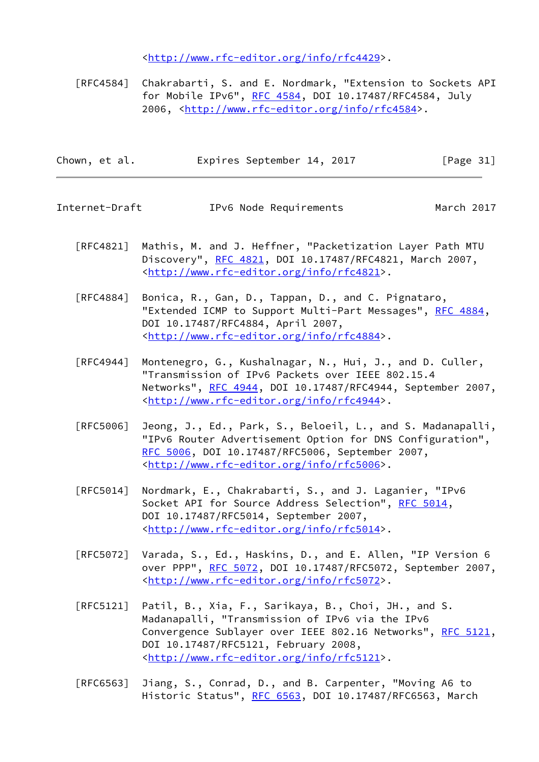<http://www.rfc-editor.org/info/rfc4429>.

[RFC4584] Chakrabarti, S. and E. Nordmark, "Extension to Sockets API for Mobile IPv6", RFC 4584, DOI 10.17487/RFC4584, July 2006, <http://www.rfc-editor.org/info/rfc4584>.

[RFC4821] Mathis, M. and J. Heffner, "Packetization Layer Path MTU Discovery", RFC 4821, DOI 10.17487/RFC4821, March 2007, <http://www.rfc-editor.org/info/rfc4821>.

[RFC4884] Bonica, R., Gan, D., Tappan, D., and C. Pignataro, "Extended ICMP to Support Multi-Part Messages", RFC 4884, DOI 10.17487/RFC4884, April 2007, <http://www.rfc-editor.org/info/rfc4884>.

[RFC4944] Montenegro, G., Kushalnagar, N., Hui, J., and D. Culler, "Transmission of IPv6 Packets over IEEE 802.15.4 Networks", RFC 4944, DOI 10.17487/RFC4944, September 2007, <http://www.rfc-editor.org/info/rfc4944>.

[RFC5006] Jeong, J., Ed., Park, S., Beloeil, L., and S. Madanapalli, "IPv6 Router Advertisement Option for DNS Configuration", RFC 5006, DOI 10.17487/RFC5006, September 2007, <http://www.rfc-editor.org/info/rfc5006>.

[RFC5014] Nordmark, E., Chakrabarti, S., and J. Laganier, "IPv6 Socket API for Source Address Selection", RFC 5014, DOI 10.17487/RFC5014, September 2007, <http://www.rfc-editor.org/info/rfc5014>.

[RFC5072] Varada, S., Ed., Haskins, D., and E. Allen, "IP Version 6 over PPP", RFC 5072, DOI 10.17487/RFC5072, September 2007, <http://www.rfc-editor.org/info/rfc5072>.

[RFC5121] Patil, B., Xia, F., Sarikaya, B., Choi, JH., and S. Madanapalli, "Transmission of IPv6 via the IPv6 Convergence Sublayer over IEEE 802.16 Networks", RFC 5121, DOI 10.17487/RFC5121, February 2008, <http://www.rfc-editor.org/info/rfc5121>.

[RFC6563] Jiang, S., Conrad, D., and B. Carpenter, "Moving A6 to Historic Status", RFC 6563, DOI 10.17487/RFC6563, March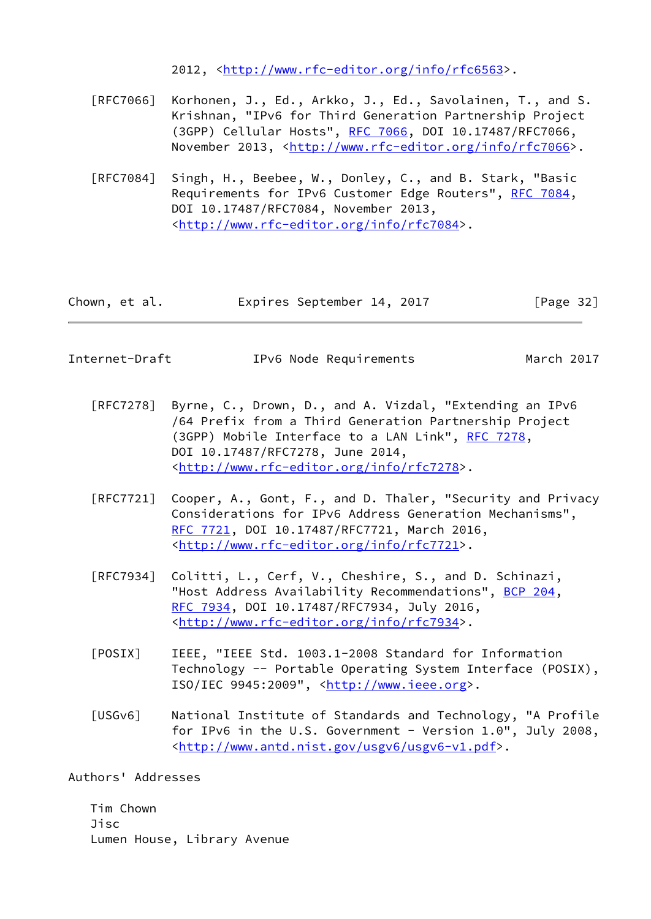2012, <http://www.rfc-editor.org/info/rfc6563>.

[RFC7066] Korhonen, J., Ed., Arkko, J., Ed., Savolainen, T., and S. Krishnan, "IPv6 for Third Generation Partnership Project (3GPP) Cellular Hosts", RFC 7066, DOI 10.17487/RFC7066, November 2013, <http://www.rfc-editor.org/info/rfc7066>.

[RFC7084] Singh, H., Beebee, W., Donley, C., and B. Stark, "Basic Requirements for IPv6 Customer Edge Routers", RFC 7084, DOI 10.17487/RFC7084, November 2013, <http://www.rfc-editor.org/info/rfc7084>.

[RFC7278] Byrne, C., Drown, D., and A. Vizdal, "Extending an IPv6 /64 Prefix from a Third Generation Partnership Project (3GPP) Mobile Interface to a LAN Link", RFC 7278, DOI 10.17487/RFC7278, June 2014, <http://www.rfc-editor.org/info/rfc7278>.

[RFC7721] Cooper, A., Gont, F., and D. Thaler, "Security and Privacy Considerations for IPv6 Address Generation Mechanisms", RFC 7721, DOI 10.17487/RFC7721, March 2016, <http://www.rfc-editor.org/info/rfc7721>.

[RFC7934] Colitti, L., Cerf, V., Cheshire, S., and D. Schinazi, "Host Address Availability Recommendations", BCP 204, RFC 7934, DOI 10.17487/RFC7934, July 2016, <http://www.rfc-editor.org/info/rfc7934>.

[POSIX] IEEE, "IEEE Std. 1003.1-2008 Standard for Information Technology -- Portable Operating System Interface (POSIX), ISO/IEC 9945:2009", <http://www.ieee.org>.

[USGv6] National Institute of Standards and Technology, "A Profile for IPv6 in the U.S. Government - Version 1.0", July 2008, <http://www.antd.nist.gov/usgv6/usgv6-v1.pdf>.

Authors' Addresses

Tim Chown
Jisc
Lumen House, Library Avenue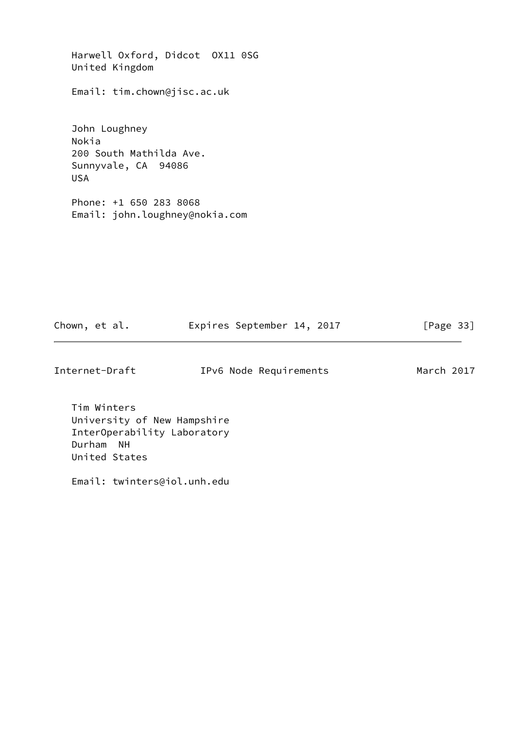Harwell Oxford, Didcot  OX11 0SG
United Kingdom

Email: tim.chown@jisc.ac.uk

John Loughney
Nokia
200 South Mathilda Ave.
Sunnyvale, CA  94086
USA

Phone: +1 650 283 8068
Email: john.loughney@nokia.com

Tim Winters
University of New Hampshire
InterOperability Laboratory
Durham  NH
United States

Email: twinters@iol.unh.edu